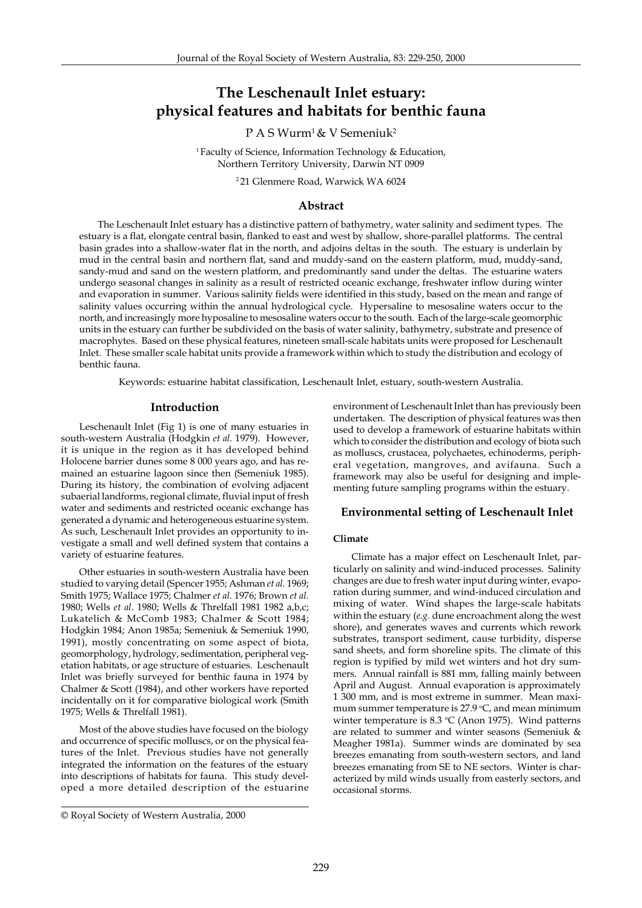# The Leschenault Inlet estuary: physical features and habitats for benthic fauna

P A S Wurm[1] & V Semeniuk[2]

[1] Faculty of Science, Information Technology & Education, Northern Territory University, Darwin NT 0909

[2] 21 Glenmere Road, Warwick WA 6024

## Abstract

The Leschenault Inlet estuary has a distinctive pattern of bathymetry, water salinity and sediment types. The estuary is a flat, elongate central basin, flanked to east and west by shallow, shore-parallel platforms. The central basin grades into a shallow-water flat in the north, and adjoins deltas in the south. The estuary is underlain by mud in the central basin and northern flat, sand and muddy-sand on the eastern platform, mud, muddy-sand, sandy-mud and sand on the western platform, and predominantly sand under the deltas. The estuarine waters undergo seasonal changes in salinity as a result of restricted oceanic exchange, freshwater inflow during winter and evaporation in summer. Various salinity fields were identified in this study, based on the mean and range of salinity values occurring within the annual hydrological cycle. Hypersaline to mesosaline waters occur to the north, and increasingly more hyposaline to mesosaline waters occur to the south. Each of the large-scale geomorphic units in the estuary can further be subdivided on the basis of water salinity, bathymetry, substrate and presence of macrophytes. Based on these physical features, nineteen small-scale habitats units were proposed for Leschenault Inlet. These smaller scale habitat units provide a framework within which to study the distribution and ecology of benthic fauna.

Keywords: estuarine habitat classification, Leschenault Inlet, estuary, south-western Australia.

## Introduction

Leschenault Inlet (Fig 1) is one of many estuaries in south-western Australia (Hodgkin *et al.* 1979). However, it is unique in the region as it has developed behind Holocene barrier dunes some 8 000 years ago, and has remained an estuarine lagoon since then (Semeniuk 1985). During its history, the combination of evolving adjacent subaerial landforms, regional climate, fluvial input of fresh water and sediments and restricted oceanic exchange has generated a dynamic and heterogeneous estuarine system. As such, Leschenault Inlet provides an opportunity to investigate a small and well defined system that contains a variety of estuarine features.

Other estuaries in south-western Australia have been studied to varying detail (Spencer 1955; Ashman *et al.* 1969; Smith 1975; Wallace 1975; Chalmer *et al.* 1976; Brown *et al.* 1980; Wells *et al.* 1980; Wells & Threlfall 1981 1982 a,b,c; Lukatelich & McComb 1983; Chalmer & Scott 1984; Hodgkin 1984; Anon 1985a; Semeniuk & Semeniuk 1990, 1991), mostly concentrating on some aspect of biota, geomorphology, hydrology, sedimentation, peripheral vegetation habitats, or age structure of estuaries. Leschenault Inlet was briefly surveyed for benthic fauna in 1974 by Chalmer & Scott (1984), and other workers have reported incidentally on it for comparative biological work (Smith 1975; Wells & Threlfall 1981).

Most of the above studies have focused on the biology and occurrence of specific molluscs, or on the physical features of the Inlet. Previous studies have not generally integrated the information on the features of the estuary into descriptions of habitats for fauna. This study developed a more detailed description of the estuarine environment of Leschenault Inlet than has previously been undertaken. The description of physical features was then used to develop a framework of estuarine habitats within which to consider the distribution and ecology of biota such as molluscs, crustacea, polychaetes, echinoderms, peripheral vegetation, mangroves, and avifauna. Such a framework may also be useful for designing and implementing future sampling programs within the estuary.

## Environmental setting of Leschenault Inlet

### Climate

Climate has a major effect on Leschenault Inlet, particularly on salinity and wind-induced processes. Salinity changes are due to fresh water input during winter, evaporation during summer, and wind-induced circulation and mixing of water. Wind shapes the large-scale habitats within the estuary (*e.g.* dune encroachment along the west shore), and generates waves and currents which rework substrates, transport sediment, cause turbidity, disperse sand sheets, and form shoreline spits. The climate of this region is typified by mild wet winters and hot dry summers. Annual rainfall is 881 mm, falling mainly between April and August. Annual evaporation is approximately 1 300 mm, and is most extreme in summer. Mean maximum summer temperature is 27.9 °C, and mean minimum winter temperature is 8.3 °C (Anon 1975). Wind patterns are related to summer and winter seasons (Semeniuk & Meagher 1981a). Summer winds are dominated by sea breezes emanating from south-western sectors, and land breezes emanating from SE to NE sectors. Winter is characterized by mild winds usually from easterly sectors, and occasional storms.

© Royal Society of Western Australia, 2000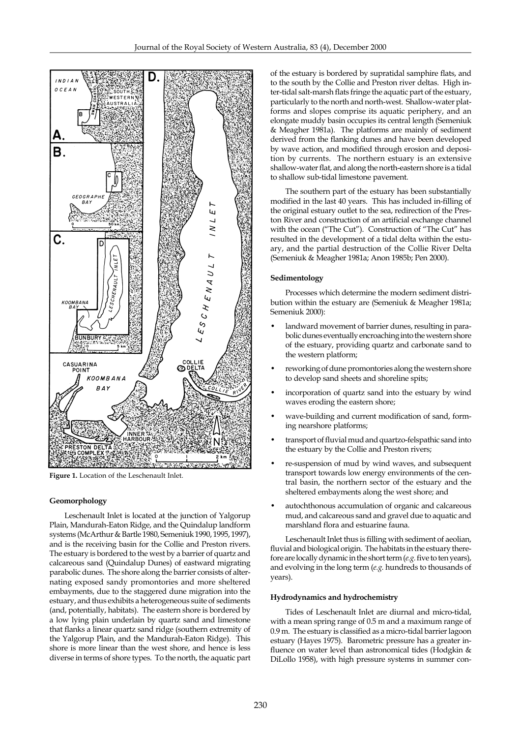**Figure 1.** Location of the Leschenault Inlet.

### Geomorphology

Leschenault Inlet is located at the junction of Yalgorup Plain, Mandurah-Eaton Ridge, and the Quindalup landform systems (McArthur & Bartle 1980, Semeniuk 1990, 1995, 1997), and is the receiving basin for the Collie and Preston rivers. The estuary is bordered to the west by a barrier of quartz and calcareous sand (Quindalup Dunes) of eastward migrating parabolic dunes. The shore along the barrier consists of alternating exposed sandy promontories and more sheltered embayments, due to the staggered dune migration into the estuary, and thus exhibits a heterogeneous suite of sediments (and, potentially, habitats). The eastern shore is bordered by a low lying plain underlain by quartz sand and limestone that flanks a linear quartz sand ridge (southern extremity of the Yalgorup Plain, and the Mandurah-Eaton Ridge). This shore is more linear than the west shore, and hence is less diverse in terms of shore types. To the north, the aquatic part of the estuary is bordered by supratidal samphire flats, and to the south by the Collie and Preston river deltas. High inter-tidal salt-marsh flats fringe the aquatic part of the estuary, particularly to the north and north-west. Shallow-water platforms and slopes comprise its aquatic periphery, and an elongate muddy basin occupies its central length (Semeniuk & Meagher 1981a). The platforms are mainly of sediment derived from the flanking dunes and have been developed by wave action, and modified through erosion and deposition by currents. The northern estuary is an extensive shallow-water flat, and along the north-eastern shore is a tidal to shallow sub-tidal limestone pavement.

The southern part of the estuary has been substantially modified in the last 40 years. This has included in-filling of the original estuary outlet to the sea, redirection of the Preston River and construction of an artificial exchange channel with the ocean ("The Cut"). Construction of "The Cut" has resulted in the development of a tidal delta within the estuary, and the partial destruction of the Collie River Delta (Semeniuk & Meagher 1981a; Anon 1985b; Pen 2000).

### Sedimentology

Processes which determine the modern sediment distribution within the estuary are (Semeniuk & Meagher 1981a; Semeniuk 2000):

- landward movement of barrier dunes, resulting in parabolic dunes eventually encroaching into the western shore of the estuary, providing quartz and carbonate sand to the western platform;
- reworking of dune promontories along the western shore to develop sand sheets and shoreline spits;
- incorporation of quartz sand into the estuary by wind waves eroding the eastern shore;
- wave-building and current modification of sand, forming nearshore platforms;
- transport of fluvial mud and quartzo-felspathic sand into the estuary by the Collie and Preston rivers;
- re-suspension of mud by wind waves, and subsequent transport towards low energy environments of the central basin, the northern sector of the estuary and the sheltered embayments along the west shore; and
- autochthonous accumulation of organic and calcareous mud, and calcareous sand and gravel due to aquatic and marshland flora and estuarine fauna.

Leschenault Inlet thus is filling with sediment of aeolian, fluvial and biological origin. The habitats in the estuary therefore are locally dynamic in the short term (*e.g.* five to ten years), and evolving in the long term (*e.g.* hundreds to thousands of years).

### Hydrodynamics and hydrochemistry

Tides of Leschenault Inlet are diurnal and micro-tidal, with a mean spring range of 0.5 m and a maximum range of 0.9 m. The estuary is classified as a micro-tidal barrier lagoon estuary (Hayes 1975). Barometric pressure has a greater influence on water level than astronomical tides (Hodgkin & DiLollo 1958), with high pressure systems in summer con-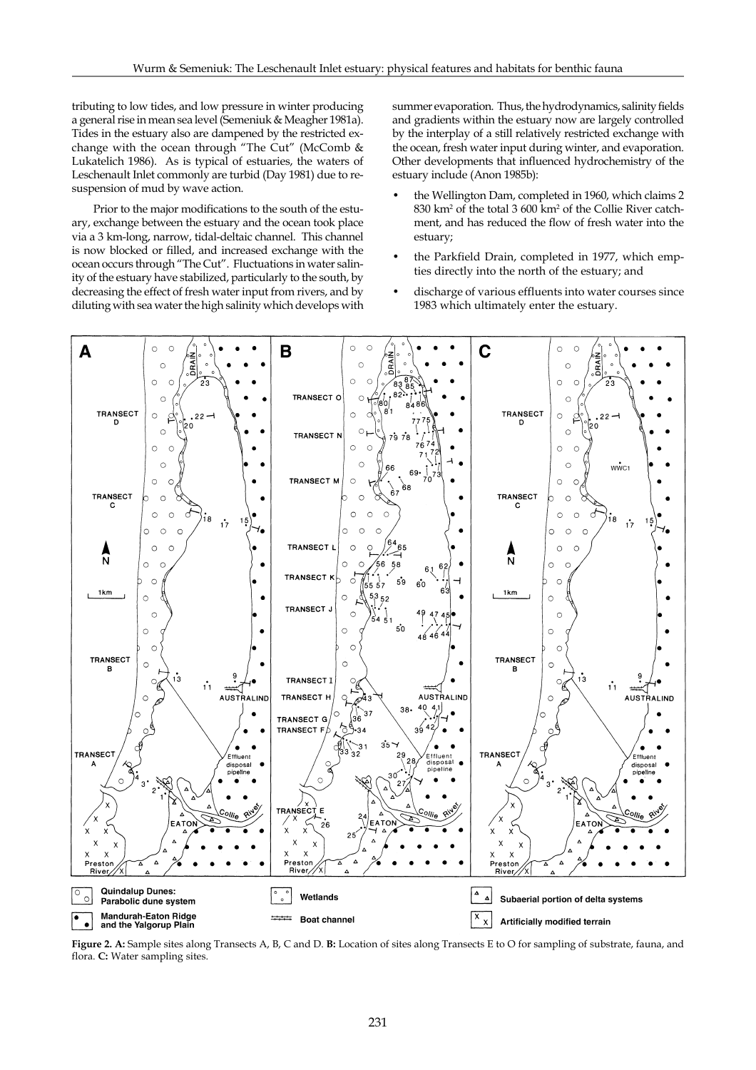tributing to low tides, and low pressure in winter producing a general rise in mean sea level (Semeniuk & Meagher 1981a). Tides in the estuary also are dampened by the restricted exchange with the ocean through "The Cut" (McComb & Lukatelich 1986). As is typical of estuaries, the waters of Leschenault Inlet commonly are turbid (Day 1981) due to resuspension of mud by wave action.

Prior to the major modifications to the south of the estuary, exchange between the estuary and the ocean took place via a 3 km-long, narrow, tidal-deltaic channel. This channel is now blocked or filled, and increased exchange with the ocean occurs through "The Cut". Fluctuations in water salinity of the estuary have stabilized, particularly to the south, by decreasing the effect of fresh water input from rivers, and by diluting with sea water the high salinity which develops with summer evaporation. Thus, the hydrodynamics, salinity fields and gradients within the estuary now are largely controlled by the interplay of a still relatively restricted exchange with the ocean, fresh water input during winter, and evaporation. Other developments that influenced hydrochemistry of the estuary include (Anon 1985b):

- the Wellington Dam, completed in 1960, which claims 2 830 km² of the total 3 600 km² of the Collie River catchment, and has reduced the flow of fresh water into the estuary;
- the Parkfield Drain, completed in 1977, which empties directly into the north of the estuary; and
- discharge of various effluents into water courses since 1983 which ultimately enter the estuary.

**Figure 2. A:** Sample sites along Transects A, B, C and D. **B:** Location of sites along Transects E to O for sampling of substrate, fauna, and flora. **C:** Water sampling sites.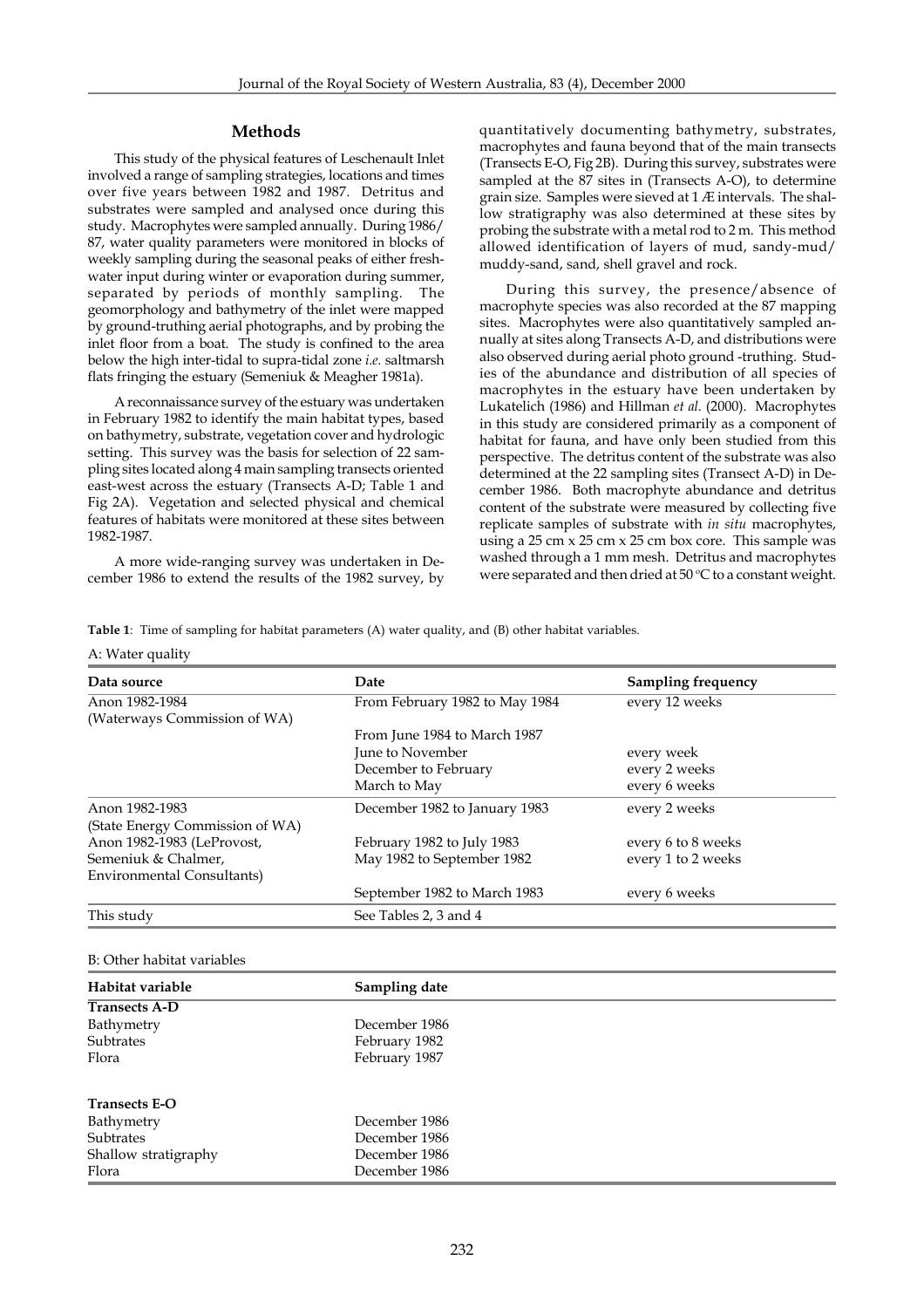## Methods

This study of the physical features of Leschenault Inlet involved a range of sampling strategies, locations and times over five years between 1982 and 1987. Detritus and substrates were sampled and analysed once during this study. Macrophytes were sampled annually. During 1986/87, water quality parameters were monitored in blocks of weekly sampling during the seasonal peaks of either freshwater input during winter or evaporation during summer, separated by periods of monthly sampling. The geomorphology and bathymetry of the inlet were mapped by ground-truthing aerial photographs, and by probing the inlet floor from a boat. The study is confined to the area below the high inter-tidal to supra-tidal zone *i.e.* saltmarsh flats fringing the estuary (Semeniuk & Meagher 1981a).

A reconnaissance survey of the estuary was undertaken in February 1982 to identify the main habitat types, based on bathymetry, substrate, vegetation cover and hydrologic setting. This survey was the basis for selection of 22 sampling sites located along 4 main sampling transects oriented east-west across the estuary (Transects A-D; Table 1 and Fig 2A). Vegetation and selected physical and chemical features of habitats were monitored at these sites between 1982-1987.

A more wide-ranging survey was undertaken in December 1986 to extend the results of the 1982 survey, by quantitatively documenting bathymetry, substrates, macrophytes and fauna beyond that of the main transects (Transects E-O, Fig 2B). During this survey, substrates were sampled at the 87 sites in (Transects A-O), to determine grain size. Samples were sieved at 1 Æ intervals. The shallow stratigraphy was also determined at these sites by probing the substrate with a metal rod to 2 m. This method allowed identification of layers of mud, sandy-mud/muddy-sand, sand, shell gravel and rock.

During this survey, the presence/absence of macrophyte species was also recorded at the 87 mapping sites. Macrophytes were also quantitatively sampled annually at sites along Transects A-D, and distributions were also observed during aerial photo ground -truthing. Studies of the abundance and distribution of all species of macrophytes in the estuary have been undertaken by Lukatelich (1986) and Hillman *et al.* (2000). Macrophytes in this study are considered primarily as a component of habitat for fauna, and have only been studied from this perspective. The detritus content of the substrate was also determined at the 22 sampling sites (Transect A-D) in December 1986. Both macrophyte abundance and detritus content of the substrate were measured by collecting five replicate samples of substrate with *in situ* macrophytes, using a 25 cm x 25 cm x 25 cm box core. This sample was washed through a 1 mm mesh. Detritus and macrophytes were separated and then dried at 50 °C to a constant weight.

**Table 1**: Time of sampling for habitat parameters (A) water quality, and (B) other habitat variables.

A: Water quality

| Data source | Date | Sampling frequency |
|---|---|---|
| Anon 1982-1984 (Waterways Commission of WA) | From February 1982 to May 1984 | every 12 weeks |
| | From June 1984 to March 1987 | |
| | June to November | every week |
| | December to February | every 2 weeks |
| | March to May | every 6 weeks |
| Anon 1982-1983 (State Energy Commission of WA) | December 1982 to January 1983 | every 2 weeks |
| Anon 1982-1983 (LeProvost, Semeniuk & Chalmer, Environmental Consultants) | February 1982 to July 1983 | every 6 to 8 weeks |
| | May 1982 to September 1982 | every 1 to 2 weeks |
| | September 1982 to March 1983 | every 6 weeks |
| This study | See Tables 2, 3 and 4 | |

B: Other habitat variables

| Habitat variable | Sampling date |
|---|---|
| **Transects A-D** | |
| Bathymetry | December 1986 |
| Subtrates | February 1982 |
| Flora | February 1987 |
| **Transects E-O** | |
| Bathymetry | December 1986 |
| Subtrates | December 1986 |
| Shallow stratigraphy | December 1986 |
| Flora | December 1986 |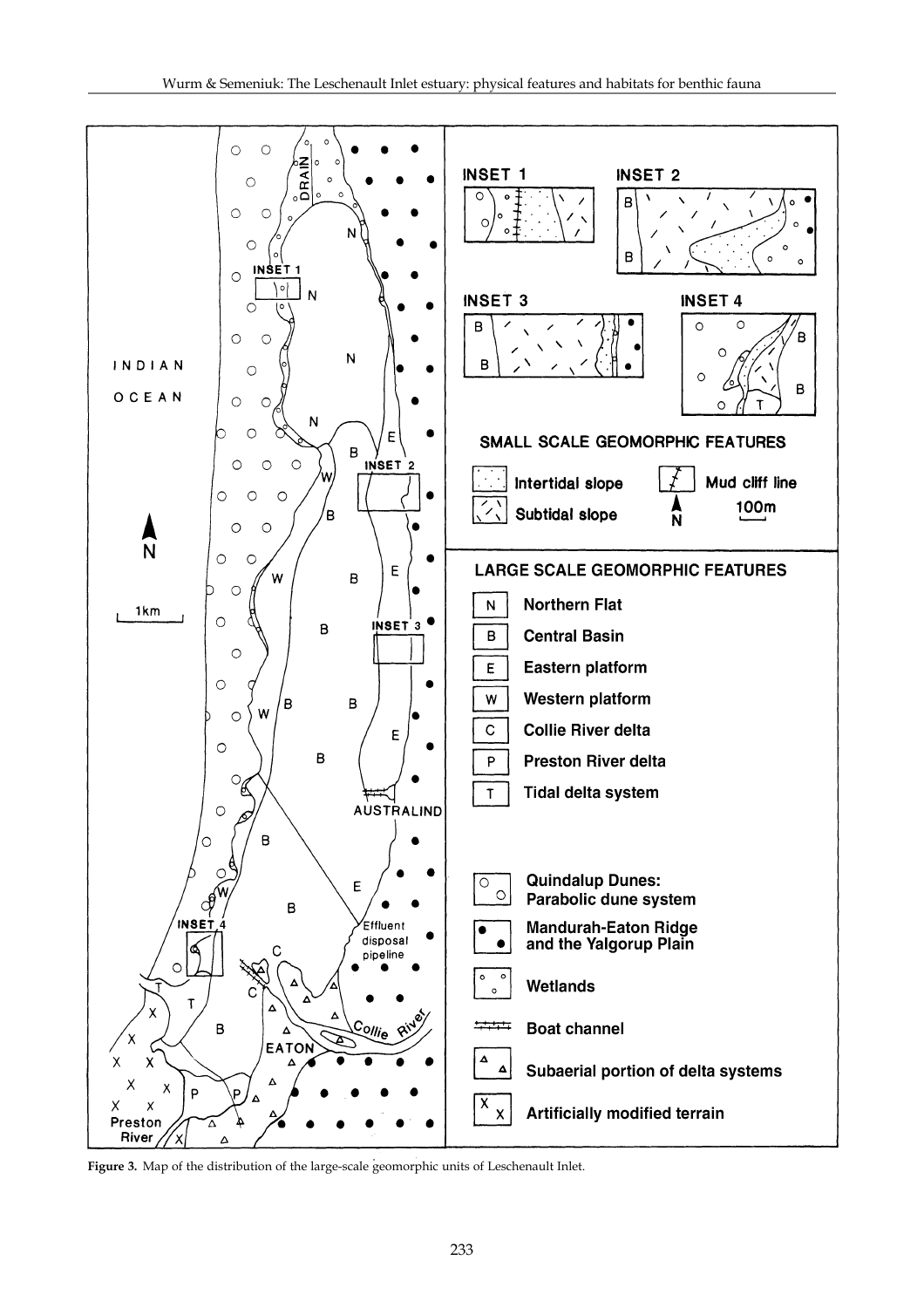**Figure 3.** Map of the distribution of the large-scale geomorphic units of Leschenault Inlet.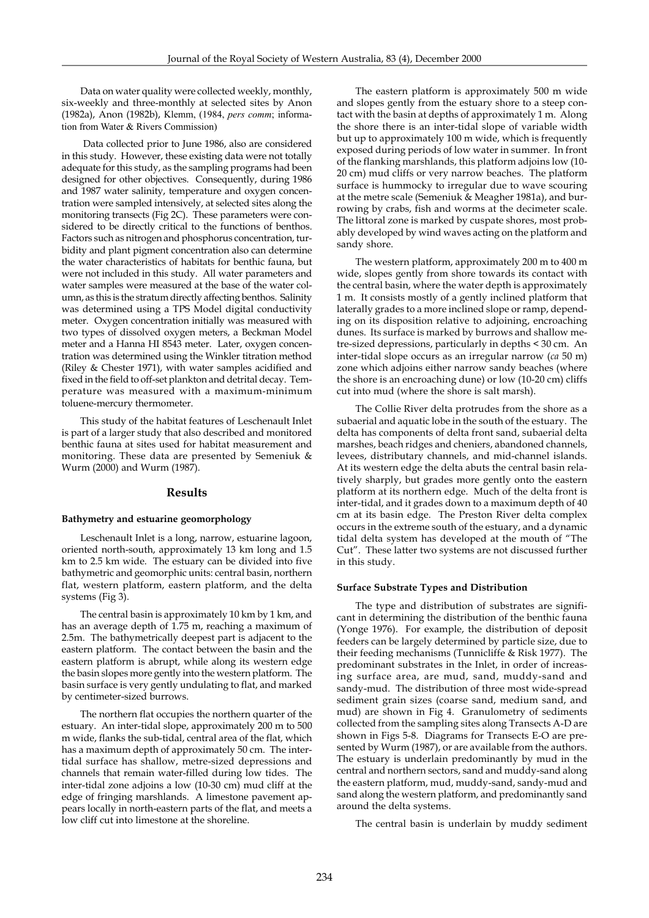Data on water quality were collected weekly, monthly, six-weekly and three-monthly at selected sites by Anon (1982a), Anon (1982b), Klemm, (1984, *pers comm*; information from Water & Rivers Commission)

Data collected prior to June 1986, also are considered in this study. However, these existing data were not totally adequate for this study, as the sampling programs had been designed for other objectives. Consequently, during 1986 and 1987 water salinity, temperature and oxygen concentration were sampled intensively, at selected sites along the monitoring transects (Fig 2C). These parameters were considered to be directly critical to the functions of benthos. Factors such as nitrogen and phosphorus concentration, turbidity and plant pigment concentration also can determine the water characteristics of habitats for benthic fauna, but were not included in this study. All water parameters and water samples were measured at the base of the water column, as this is the stratum directly affecting benthos. Salinity was determined using a TPS Model digital conductivity meter. Oxygen concentration initially was measured with two types of dissolved oxygen meters, a Beckman Model meter and a Hanna HI 8543 meter. Later, oxygen concentration was determined using the Winkler titration method (Riley & Chester 1971), with water samples acidified and fixed in the field to off-set plankton and detrital decay. Temperature was measured with a maximum-minimum toluene-mercury thermometer.

This study of the habitat features of Leschenault Inlet is part of a larger study that also described and monitored benthic fauna at sites used for habitat measurement and monitoring. These data are presented by Semeniuk & Wurm (2000) and Wurm (1987).

## Results

### Bathymetry and estuarine geomorphology

Leschenault Inlet is a long, narrow, estuarine lagoon, oriented north-south, approximately 13 km long and 1.5 km to 2.5 km wide. The estuary can be divided into five bathymetric and geomorphic units: central basin, northern flat, western platform, eastern platform, and the delta systems (Fig 3).

The central basin is approximately 10 km by 1 km, and has an average depth of 1.75 m, reaching a maximum of 2.5m. The bathymetrically deepest part is adjacent to the eastern platform. The contact between the basin and the eastern platform is abrupt, while along its western edge the basin slopes more gently into the western platform. The basin surface is very gently undulating to flat, and marked by centimeter-sized burrows.

The northern flat occupies the northern quarter of the estuary. An inter-tidal slope, approximately 200 m to 500 m wide, flanks the sub-tidal, central area of the flat, which has a maximum depth of approximately 50 cm. The inter-tidal surface has shallow, metre-sized depressions and channels that remain water-filled during low tides. The inter-tidal zone adjoins a low (10-30 cm) mud cliff at the edge of fringing marshlands. A limestone pavement appears locally in north-eastern parts of the flat, and meets a low cliff cut into limestone at the shoreline.

The eastern platform is approximately 500 m wide and slopes gently from the estuary shore to a steep contact with the basin at depths of approximately 1 m. Along the shore there is an inter-tidal slope of variable width but up to approximately 100 m wide, which is frequently exposed during periods of low water in summer. In front of the flanking marshlands, this platform adjoins low (10-20 cm) mud cliffs or very narrow beaches. The platform surface is hummocky to irregular due to wave scouring at the metre scale (Semeniuk & Meagher 1981a), and burrowing by crabs, fish and worms at the decimeter scale. The littoral zone is marked by cuspate shores, most probably developed by wind waves acting on the platform and sandy shore.

The western platform, approximately 200 m to 400 m wide, slopes gently from shore towards its contact with the central basin, where the water depth is approximately 1 m. It consists mostly of a gently inclined platform that laterally grades to a more inclined slope or ramp, depending on its disposition relative to adjoining, encroaching dunes. Its surface is marked by burrows and shallow metre-sized depressions, particularly in depths < 30 cm. An inter-tidal slope occurs as an irregular narrow (*ca* 50 m) zone which adjoins either narrow sandy beaches (where the shore is an encroaching dune) or low (10-20 cm) cliffs cut into mud (where the shore is salt marsh).

The Collie River delta protrudes from the shore as a subaerial and aquatic lobe in the south of the estuary. The delta has components of delta front sand, subaerial delta marshes, beach ridges and cheniers, abandoned channels, levees, distributary channels, and mid-channel islands. At its western edge the delta abuts the central basin relatively sharply, but grades more gently onto the eastern platform at its northern edge. Much of the delta front is inter-tidal, and it grades down to a maximum depth of 40 cm at its basin edge. The Preston River delta complex occurs in the extreme south of the estuary, and a dynamic tidal delta system has developed at the mouth of "The Cut". These latter two systems are not discussed further in this study.

### Surface Substrate Types and Distribution

The type and distribution of substrates are significant in determining the distribution of the benthic fauna (Yonge 1976). For example, the distribution of deposit feeders can be largely determined by particle size, due to their feeding mechanisms (Tunnicliffe & Risk 1977). The predominant substrates in the Inlet, in order of increasing surface area, are mud, sand, muddy-sand and sandy-mud. The distribution of three most wide-spread sediment grain sizes (coarse sand, medium sand, and mud) are shown in Fig 4. Granulometry of sediments collected from the sampling sites along Transects A-D are shown in Figs 5-8. Diagrams for Transects E-O are presented by Wurm (1987), or are available from the authors. The estuary is underlain predominantly by mud in the central and northern sectors, sand and muddy-sand along the eastern platform, mud, muddy-sand, sandy-mud and sand along the western platform, and predominantly sand around the delta systems.

The central basin is underlain by muddy sediment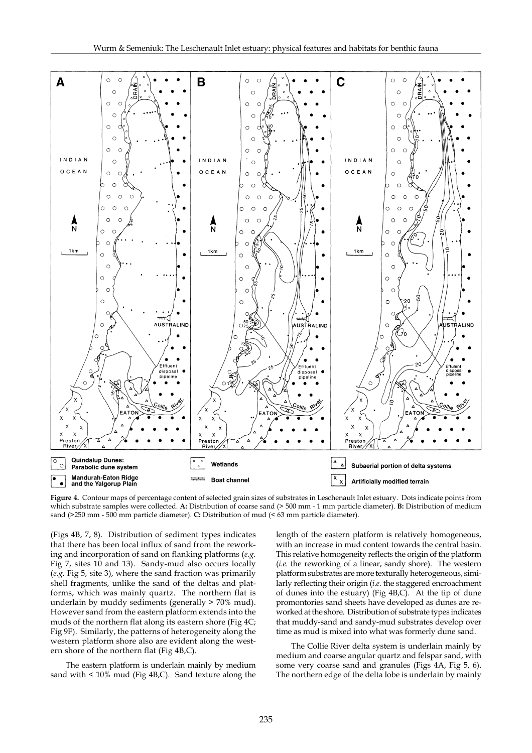**Figure 4.** Contour maps of percentage content of selected grain sizes of substrates in Leschenault Inlet estuary. Dots indicate points from which substrate samples were collected. **A:** Distribution of coarse sand (> 500 mm - 1 mm particle diameter). **B:** Distribution of medium sand (>250 mm - 500 mm particle diameter). **C:** Distribution of mud (< 63 mm particle diameter).

(Figs 4B, 7, 8). Distribution of sediment types indicates that there has been local influx of sand from the reworking and incorporation of sand on flanking platforms (*e.g.* Fig 7, sites 10 and 13). Sandy-mud also occurs locally (*e.g.* Fig 5, site 3), where the sand fraction was primarily shell fragments, unlike the sand of the deltas and platforms, which was mainly quartz. The northern flat is underlain by muddy sediments (generally > 70% mud). However sand from the eastern platform extends into the muds of the northern flat along its eastern shore (Fig 4C; Fig 9F). Similarly, the patterns of heterogeneity along the western platform shore also are evident along the western shore of the northern flat (Fig 4B,C).

The eastern platform is underlain mainly by medium sand with < 10% mud (Fig 4B,C). Sand texture along the length of the eastern platform is relatively homogeneous, with an increase in mud content towards the central basin. This relative homogeneity reflects the origin of the platform (*i.e.* the reworking of a linear, sandy shore). The western platform substrates are more texturally heterogeneous, similarly reflecting their origin (*i.e.* the staggered encroachment of dunes into the estuary) (Fig 4B,C). At the tip of dune promontories sand sheets have developed as dunes are reworked at the shore. Distribution of substrate types indicates that muddy-sand and sandy-mud substrates develop over time as mud is mixed into what was formerly dune sand.

The Collie River delta system is underlain mainly by medium and coarse angular quartz and felspar sand, with some very coarse sand and granules (Figs 4A, Fig 5, 6). The northern edge of the delta lobe is underlain by mainly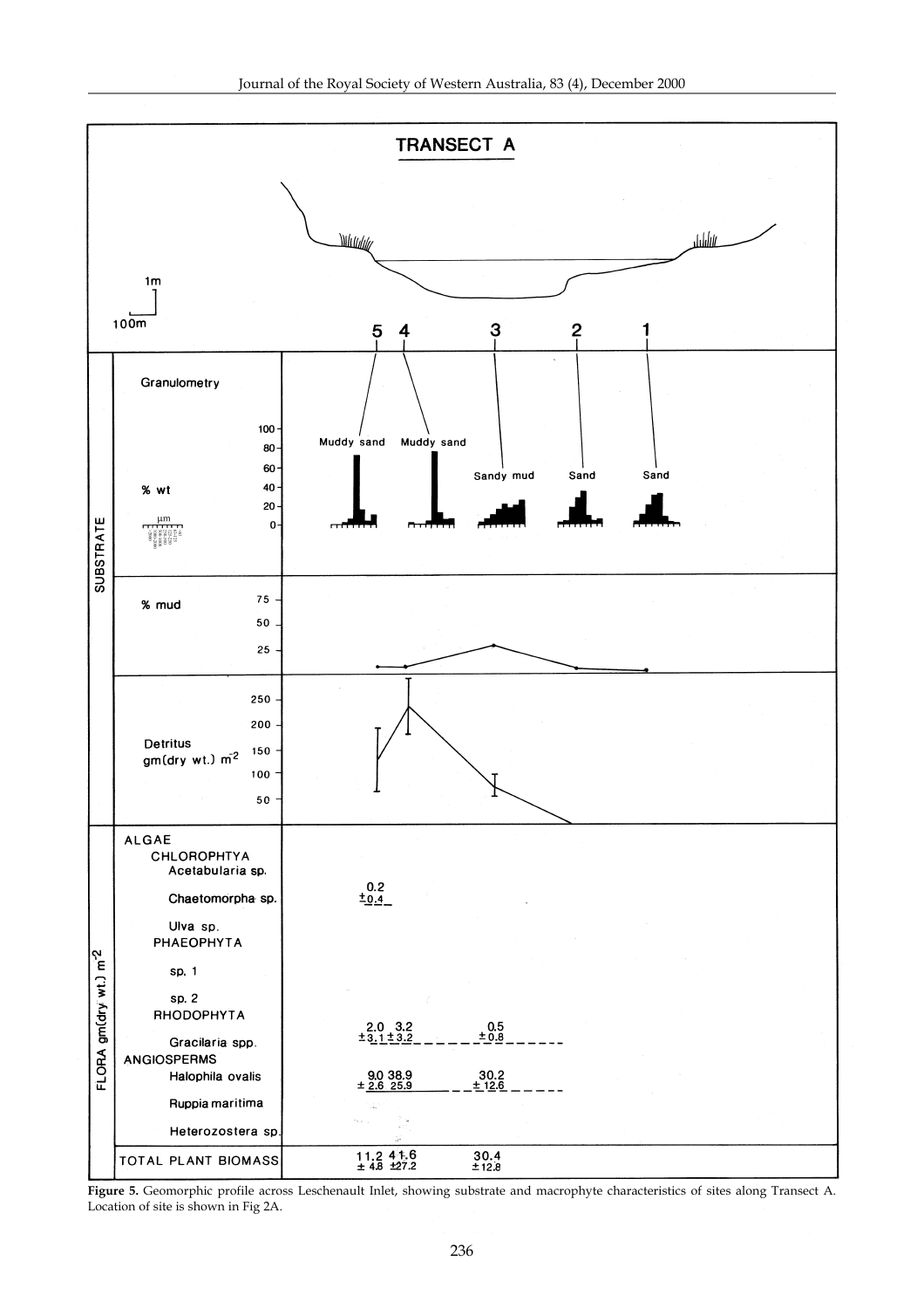**Figure 5.** Geomorphic profile across Leschenault Inlet, showing substrate and macrophyte characteristics of sites along Transect A. Location of site is shown in Fig 2A.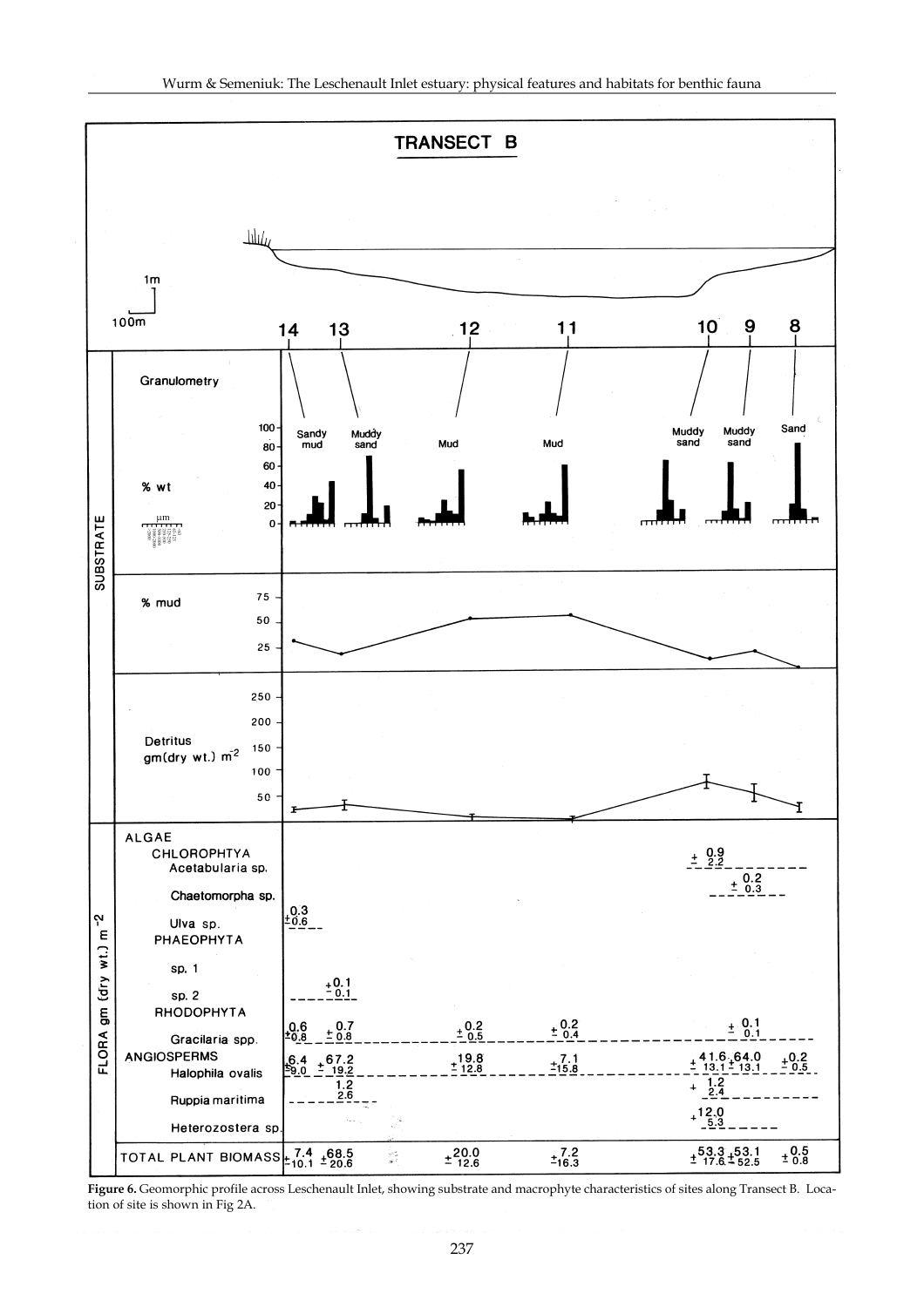**TRANSECT B**

**Figure 6.** Geomorphic profile across Leschenault Inlet, showing substrate and macrophyte characteristics of sites along Transect B. Location of site is shown in Fig 2A.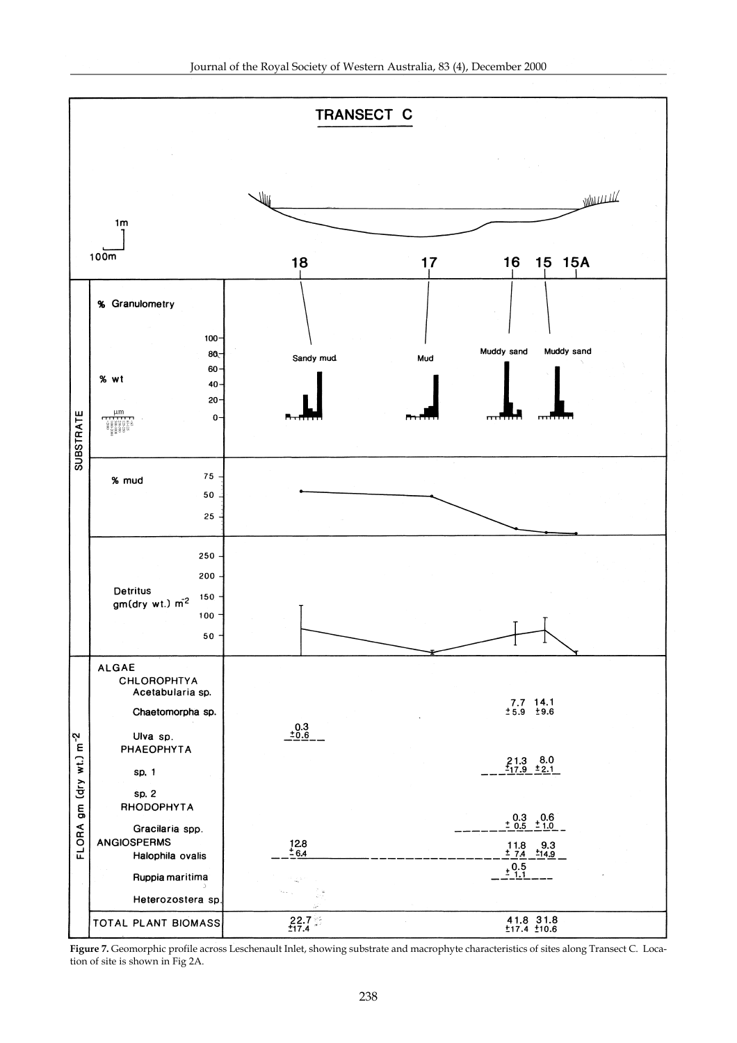**TRANSECT C**

| | 18 | 17 | 16 | 15 | 15A |
|---|---|---|---|---|---|
| **SUBSTRATE** | | | | | |
| % Granulometry | Sandy mud | Mud | Muddy sand | Muddy sand | |
| **FLORA gm (dry wt.) $m^{-2}$** | | | | | |
| ALGAE | | | | | |
| CHLOROPHYTA | | | | | |
| Acetabularia sp. | | | | | |
| Chaetomorpha sp. | | | 7.7 ±5.9 | 14.1 ±9.6 | |
| Ulva sp. | 0.3 ±0.6 | | | | |
| PHAEOPHYTA | | | | | |
| sp. 1 | | | 21.3 ±17.9 | 8.0 ±2.1 | |
| sp. 2 | | | | | |
| RHODOPHYTA | | | | | |
| Gracilaria spp. | | | 0.3 ± 0.5 | 0.6 ± 1.0 | |
| ANGIOSPERMS | | | | | |
| Halophila ovalis | 12.8 ± 6.4 | | 11.8 ± 7.4 | 9.3 ±14.9 | |
| Ruppia maritima | | | 0.5 ± 1.1 | | |
| Heterozostera sp. | | | | | |
| TOTAL PLANT BIOMASS | 22.7 ±17.4 | | 41.8 ±17.4 | 31.8 ±10.6 | |

**Figure 7.** Geomorphic profile across Leschenault Inlet, showing substrate and macrophyte characteristics of sites along Transect C. Location of site is shown in Fig 2A.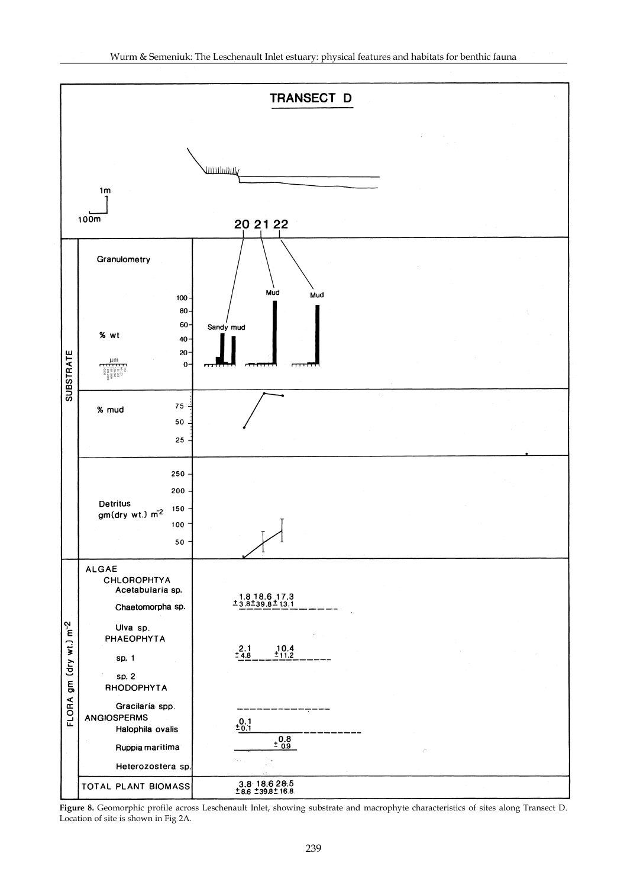**Figure 8.** Geomorphic profile across Leschenault Inlet, showing substrate and macrophyte characteristics of sites along Transect D. Location of site is shown in Fig 2A.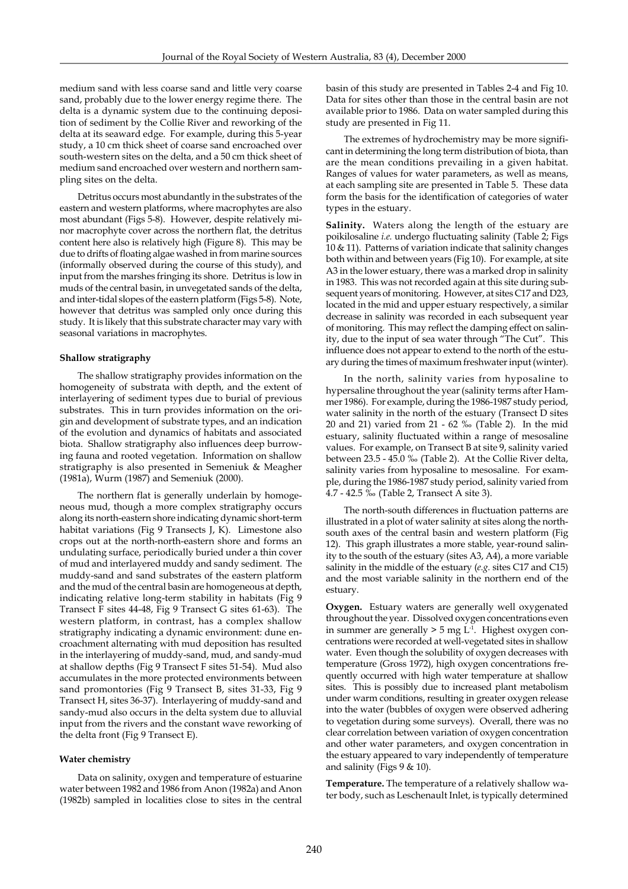medium sand with less coarse sand and little very coarse sand, probably due to the lower energy regime there. The delta is a dynamic system due to the continuing deposition of sediment by the Collie River and reworking of the delta at its seaward edge. For example, during this 5-year study, a 10 cm thick sheet of coarse sand encroached over south-western sites on the delta, and a 50 cm thick sheet of medium sand encroached over western and northern sampling sites on the delta.

Detritus occurs most abundantly in the substrates of the eastern and western platforms, where macrophytes are also most abundant (Figs 5-8). However, despite relatively minor macrophyte cover across the northern flat, the detritus content here also is relatively high (Figure 8). This may be due to drifts of floating algae washed in from marine sources (informally observed during the course of this study), and input from the marshes fringing its shore. Detritus is low in muds of the central basin, in unvegetated sands of the delta, and inter-tidal slopes of the eastern platform (Figs 5-8). Note, however that detritus was sampled only once during this study. It is likely that this substrate character may vary with seasonal variations in macrophytes.

#### Shallow stratigraphy

The shallow stratigraphy provides information on the homogeneity of substrata with depth, and the extent of interlayering of sediment types due to burial of previous substrates. This in turn provides information on the origin and development of substrate types, and an indication of the evolution and dynamics of habitats and associated biota. Shallow stratigraphy also influences deep burrowing fauna and rooted vegetation. Information on shallow stratigraphy is also presented in Semeniuk & Meagher (1981a), Wurm (1987) and Semeniuk (2000).

The northern flat is generally underlain by homogeneous mud, though a more complex stratigraphy occurs along its north-eastern shore indicating dynamic short-term habitat variations (Fig 9 Transects J, K). Limestone also crops out at the north-north-eastern shore and forms an undulating surface, periodically buried under a thin cover of mud and interlayered muddy and sandy sediment. The muddy-sand and sand substrates of the eastern platform and the mud of the central basin are homogeneous at depth, indicating relative long-term stability in habitats (Fig 9 Transect F sites 44-48, Fig 9 Transect G sites 61-63). The western platform, in contrast, has a complex shallow stratigraphy indicating a dynamic environment: dune encroachment alternating with mud deposition has resulted in the interlayering of muddy-sand, mud, and sandy-mud at shallow depths (Fig 9 Transect F sites 51-54). Mud also accumulates in the more protected environments between sand promontories (Fig 9 Transect B, sites 31-33, Fig 9 Transect H, sites 36-37). Interlayering of muddy-sand and sandy-mud also occurs in the delta system due to alluvial input from the rivers and the constant wave reworking of the delta front (Fig 9 Transect E).

#### Water chemistry

Data on salinity, oxygen and temperature of estuarine water between 1982 and 1986 from Anon (1982a) and Anon (1982b) sampled in localities close to sites in the central basin of this study are presented in Tables 2-4 and Fig 10. Data for sites other than those in the central basin are not available prior to 1986. Data on water sampled during this study are presented in Fig 11.

The extremes of hydrochemistry may be more significant in determining the long term distribution of biota, than are the mean conditions prevailing in a given habitat. Ranges of values for water parameters, as well as means, at each sampling site are presented in Table 5. These data form the basis for the identification of categories of water types in the estuary.

**Salinity.** Waters along the length of the estuary are poikilosaline *i.e.* undergo fluctuating salinity (Table 2; Figs 10 & 11). Patterns of variation indicate that salinity changes both within and between years (Fig 10). For example, at site A3 in the lower estuary, there was a marked drop in salinity in 1983. This was not recorded again at this site during subsequent years of monitoring. However, at sites C17 and D23, located in the mid and upper estuary respectively, a similar decrease in salinity was recorded in each subsequent year of monitoring. This may reflect the damping effect on salinity, due to the input of sea water through "The Cut". This influence does not appear to extend to the north of the estuary during the times of maximum freshwater input (winter).

In the north, salinity varies from hyposaline to hypersaline throughout the year (salinity terms after Hammer 1986). For example, during the 1986-1987 study period, water salinity in the north of the estuary (Transect D sites 20 and 21) varied from 21 - 62 ‰ (Table 2). In the mid estuary, salinity fluctuated within a range of mesosaline values. For example, on Transect B at site 9, salinity varied between 23.5 - 45.0 ‰ (Table 2). At the Collie River delta, salinity varies from hyposaline to mesosaline. For example, during the 1986-1987 study period, salinity varied from 4.7 - 42.5 ‰ (Table 2, Transect A site 3).

The north-south differences in fluctuation patterns are illustrated in a plot of water salinity at sites along the north-south axes of the central basin and western platform (Fig 12). This graph illustrates a more stable, year-round salinity to the south of the estuary (sites A3, A4), a more variable salinity in the middle of the estuary (*e.g.* sites C17 and C15) and the most variable salinity in the northern end of the estuary.

**Oxygen.** Estuary waters are generally well oxygenated throughout the year. Dissolved oxygen concentrations even in summer are generally > 5 mg $L^{-1}$. Highest oxygen concentrations were recorded at well-vegetated sites in shallow water. Even though the solubility of oxygen decreases with temperature (Gross 1972), high oxygen concentrations frequently occurred with high water temperature at shallow sites. This is possibly due to increased plant metabolism under warm conditions, resulting in greater oxygen release into the water (bubbles of oxygen were observed adhering to vegetation during some surveys). Overall, there was no clear correlation between variation of oxygen concentration and other water parameters, and oxygen concentration in the estuary appeared to vary independently of temperature and salinity (Figs 9 & 10).

**Temperature.** The temperature of a relatively shallow water body, such as Leschenault Inlet, is typically determined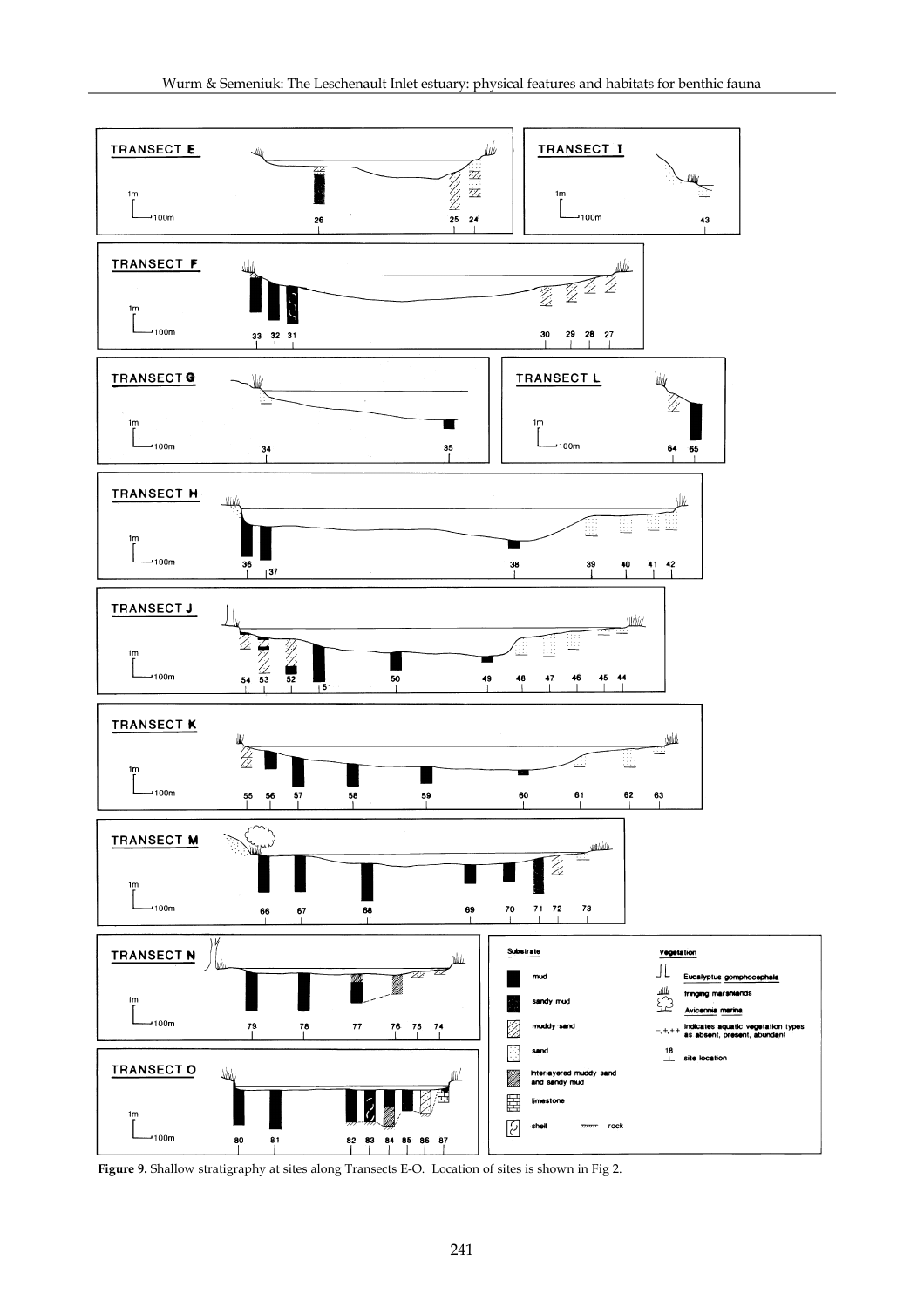**Figure 9.** Shallow stratigraphy at sites along Transects E-O. Location of sites is shown in Fig 2.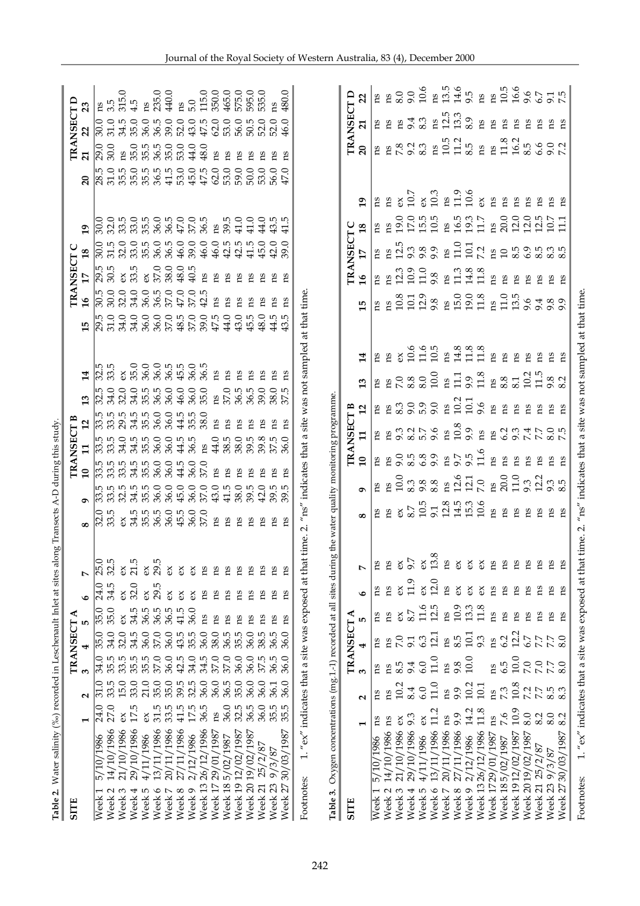**Table 2.** Water salinity (‰) recorded in Leschenault Inlet at sites along Transects A-D during this study.

| SITE | TRANSECT A | | | | | | | TRANSECT B | | | | | | | TRANSECT C | | | | | TRANSECT D | | | |
|---|---|---|---|---|---|---|---|---|---|---|---|---|---|---|---|---|---|---|---|---|---|---|---|
| | 1 | 2 | 3 | 4 | 5 | 6 | 7 | 8 | 9 | 10 | 11 | 12 | 13 | 14 | 15 | 16 | 17 | 18 | 19 | 20 | 21 | 22 | 23 |
| Week 1 5/10/1986 | 24.0 | 31.0 | 34.0 | 35.0 | 35.0 | 24.0 | 25.0 | 32.0 | 33.5 | 33.5 | 33.5 | 33.5 | 32.5 | 32.5 | 29.5 | 30.5 | 29.5 | 30.0 | 30.0 | 28.5 | 29.0 | 30.0 | ns |
| Week 2 14/10/1986 | 27.0 | 33.5 | 35.5 | 34.0 | 35.0 | 34.5 | 32.5 | 33.5 | 33.5 | 33.5 | 33.5 | 33.5 | 34.0 | 33.5 | 31.0 | 30.0 | 30.5 | 31.5 | 32.0 | 31.0 | 30.0 | 31.0 | 3.5 |
| Week 3 21/10/1986 | ex | 15.0 | 33.5 | 32.0 | ex | ex | ex | ex | 32.5 | 33.5 | 34.0 | 29.5 | 32.0 | ex | 34.0 | 32.0 | ex | 32.0 | 33.5 | 35.5 | ns | 34.5 | 315.0 |
| Week 4 29/10/1986 | 17.5 | 33.0 | 35.5 | 34.5 | 34.5 | 32.0 | 21.5 | 34.5 | 34.5 | 34.5 | 34.5 | 34.5 | 34.0 | 35.0 | 34.0 | 34.0 | 33.5 | 33.0 | 33.0 | 35.0 | 35.0 | 35.0 | 4.5 |
| Week 5 4/11/1986 | ex | 21.0 | 35.5 | 36.0 | 36.5 | ex | ex | 35.5 | 35.5 | 35.5 | 35.5 | 35.5 | 35.5 | 36.0 | 36.0 | 36.0 | ex | 35.5 | 35.5 | 35.5 | 35.5 | 36.0 | ns |
| Week 6 13/11/1986 | 31.5 | 35.0 | 37.0 | 37.0 | 36.5 | 29.5 | 29.5 | 36.5 | 36.0 | 36.0 | 36.0 | 36.0 | 36.5 | 36.0 | 36.0 | 36.5 | 37.0 | 36.0 | 36.0 | 36.5 | 36.5 | 36.5 | 235.0 |
| Week 7 20/11/1986 | 33.5 | 35.0 | 36.0 | 36.0 | 36.5 | ex | ex | 36.0 | 36.0 | 36.0 | 36.0 | 36.0 | 36.0 | 36.5 | 37.0 | 37.0 | 38.0 | 36.5 | 36.5 | 41.5 | 35.0 | 39.0 | 440.0 |
| Week 8 27/11/1986 | 41.5 | 39.5 | 42.5 | 43.5 | 41.5 | ex | ex | 45.5 | 45.0 | 44.5 | 44.5 | 44.5 | 46.0 | 45.5 | 48.5 | 47.0 | 48.0 | 46.0 | 47.0 | 53.0 | 53.0 | 52.0 | ns |
| Week 9 2/12/1986 | 17.5 | 32.5 | 34.0 | 35.5 | 36.0 | ex | ex | 36.0 | 36.0 | 36.0 | 36.5 | 35.5 | 36.0 | 36.0 | 37.0 | 37.0 | 40.5 | 39.0 | 37.0 | 45.0 | 44.0 | 43.0 | 5.0 |
| Week 13 26/12/1986 | 36.5 | 36.0 | 34.5 | 36.0 | ns | ns | ns | 37.0 | 37.0 | 37.0 | ns | 38.0 | 35.0 | 36.5 | 39.0 | 42.5 | ns | 46.0 | 36.5 | 47.5 | 48.0 | 47.5 | 115.0 |
| Week 17 29/01/1987 | ns | 36.0 | 37.0 | 38.0 | ns | ns | ns | ns | 43.0 | ns | 44.0 | ns | ns | ns | 47.5 | ns | ns | 46.0 | ns | 62.0 | ns | 62.0 | 350.0 |
| Week 18 5/02/1987 | 36.0 | 36.5 | 37.0 | 36.5 | ns | ns | ns | ns | 41.5 | ns | 38.5 | ns | 37.0 | ns | 44.0 | ns | ns | 42.5 | 39.5 | 53.0 | ns | 53.0 | 465.0 |
| Week 19 12/02/1987 | 32.5 | 35.0 | 36.0 | 35.5 | ns | ns | ns | ns | 38.0 | ns | 38.0 | ns | 36.5 | ns | 43.0 | ns | ns | 42.5 | 41.0 | 59.0 | ns | 56.0 | 575.0 |
| Week 20 19/02/1987 | 36.5 | 36.0 | 36.0 | 36.0 | ns | ns | ns | ns | 39.5 | ns | 39.5 | ns | 36.5 | ns | 45.5 | ns | ns | 41.5 | 41.0 | 50.0 | ns | 50.5 | 595.0 |
| Week 21 25/2/87 | 36.0 | 36.0 | 37.5 | 38.5 | ns | ns | ns | ns | 42.0 | ns | 39.8 | ns | 39.0 | ns | 48.0 | ns | ns | 45.0 | 44.0 | 53.0 | ns | 52.0 | 535.0 |
| Week 23 9/3/87 | 35.5 | 36.1 | 36.5 | 36.5 | ns | ns | ns | ns | 39.5 | ns | 37.5 | ns | 38.0 | ns | 44.5 | ns | ns | 42.0 | 43.5 | 56.0 | ns | 52.0 | ns |
| Week 27 30/03/1987 | 35.5 | 36.0 | 36.0 | 36.0 | ns | ns | ns | ns | 39.5 | ns | 36.0 | ns | 37.5 | ns | 43.5 | ns | ns | 39.0 | 41.5 | 47.0 | ns | 46.0 | 480.0 |

Footnotes: 1. "ex" indicates that a site was exposed at that time. 2. "ns" indicates that a site was not sampled at that time.

**Table 3.** Oxygen concentrations (mg.l-1) recorded at all sites during the water quality monitoring programme.

| SITE | TRANSECT A | | | | | | | TRANSECT B | | | | | | | TRANSECT C | | | | | TRANSECT D | | |
|---|---|---|---|---|---|---|---|---|---|---|---|---|---|---|---|---|---|---|---|---|---|---|
| | 1 | 2 | 3 | 4 | 5 | 6 | 7 | 8 | 9 | 10 | 11 | 12 | 13 | 14 | 15 | 16 | 17 | 18 | 19 | 20 | 21 | 22 |
| Week 1 5/10/1986 | ns | ns | ns | ns | ns | ns | ns | ns | ns | ns | ns | ns | ns | ns | ns | ns | ns | ns | ns | ns | ns | ns |
| Week 2 14/10/1986 | ns | ns | ns | ns | ns | ns | ns | ns | ns | ns | ns | ns | ns | ns | ns | ns | ns | ns | ns | ns | ns | ns |
| Week 3 21/10/1986 | ex | 10.2 | 8.5 | 7.0 | ex | ex | ex | ex | 10.0 | 9.0 | 9.3 | 8.3 | 7.0 | ex | 10.8 | 12.3 | 12.5 | 19.0 | ex | 7.8 | ns | 8.0 |
| Week 4 29/10/1986 | 9.3 | 8.4 | 9.4 | 9.1 | 8.7 | 11.9 | 9.7 | 8.7 | 8.3 | 8.5 | 8.2 | 9.0 | 8.8 | 10.6 | 10.1 | 10.9 | 9.3 | 17.0 | 10.7 | 9.2 | 9.4 | 9.0 |
| Week 5 4/11/1986 | ex | 6.0 | 6.0 | 6.3 | 11.6 | ex | ex | 10.5 | 9.8 | 6.8 | 5.7 | 5.9 | 8.0 | 11.6 | 12.9 | 11.0 | 9.8 | 15.5 | ex | 8.3 | 8.3 | 10.6 |
| Week 6 13/11/1986 | 11.2 | 11.0 | 11.0 | 12.1 | 12.5 | 12.0 | 13.8 | 9.1 | 8.8 | 9.9 | 9.6 | 9.0 | 10.0 | 10.5 | 9.8 | 9.8 | 9.9 | 10.5 | 10.3 | ns | ns | ns |
| Week 7 20/11/1986 | ns | ns | ns | ns | ns | ns | ns | 12.8 | ns | ns | ns | ns | ns | ns | ns | ns | ns | ns | ns | 10.5 | 12.5 | 13.5 |
| Week 8 27/11/1986 | 9.9 | 9.9 | 9.8 | 8.5 | 10.9 | ex | ex | 14.5 | 12.6 | 9.7 | 10.8 | 10.2 | 11.1 | 14.8 | 15.0 | 11.3 | 11.0 | 16.5 | 11.9 | 11.2 | 13.3 | 14.6 |
| Week 9 2/12/1986 | 14.2 | 10.2 | 10.0 | 10.1 | 13.3 | ex | ex | 15.3 | 12.1 | 9.5 | 9.9 | 10.1 | 9.9 | 11.8 | 19.0 | 14.8 | 10.1 | 19.3 | 10.6 | 8.5 | 8.9 | 9.5 |
| Week 13 26/12/1986 | 11.8 | 10.1 | | 9.3 | 11.8 | ex | ex | 10.6 | 7.0 | 11.6 | ns | 9.6 | 11.8 | 11.8 | 11.8 | 11.8 | 7.2 | 11.7 | ex | ns | ns | ns |
| Week 17 29/01/1987 | ns | ns | ns | ns | ns | ns | ns | ns | ns | ns | ns | ns | ns | ns | ns | ns | ns | ns | ns | ns | ns | ns |
| Week 18 5/02/1987 | 7.6 | 7.3 | 6.5 | 6.2 | ns | ns | ns | ns | 20.0 | ns | 6.2 | ns | 8.8 | ns | 11.0 | ns | 10 | 20.0 | ns | 11.8 | ns | 10.5 |
| Week 19 12/02/1987 | 10.9 | 10.8 | 10.0 | 12.2 | ns | ns | ns | ns | 11.0 | ns | 9.3 | ns | 8.1 | ns | 13.5 | ns | 8.5 | 12.0 | ns | 16.2 | ns | 16.6 |
| Week 20 19/02/1987 | 8.0 | 7.2 | 7.0 | 6.7 | ns | ns | ns | ns | 9.3 | ns | 7.4 | ns | 10.2 | ns | 9.6 | ns | 6.9 | 12.0 | ns | 8.5 | ns | 9.6 |
| Week 21 25/2/87 | 8.2 | 7.7 | 7.0 | 7.7 | ns | ns | ns | ns | 12.2 | ns | 7.7 | ns | 11.5 | ns | 9.4 | ns | 8.5 | 12.5 | ns | 6.6 | ns | 6.7 |
| Week 23 9/3/87 | 8.0 | 8.5 | 7.7 | 7.7 | ns | ns | ns | ns | 9.3 | ns | 8.0 | ns | 9.8 | ns | 9.8 | ns | 8.3 | 10.7 | ns | 9.0 | ns | 9.1 |
| Week 27 30/03/1987 | 8.2 | 8.3 | 8.0 | 8.0 | ns | ns | ns | ns | 8.5 | ns | 7.5 | ns | 8.2 | ns | 9.9 | ns | 8.5 | 11.1 | ns | 7.2 | ns | 7.5 |

Footnotes: 1. "ex" indicates that a site was exposed at that time. 2. "ns" indicates that a site was not sampled at that time.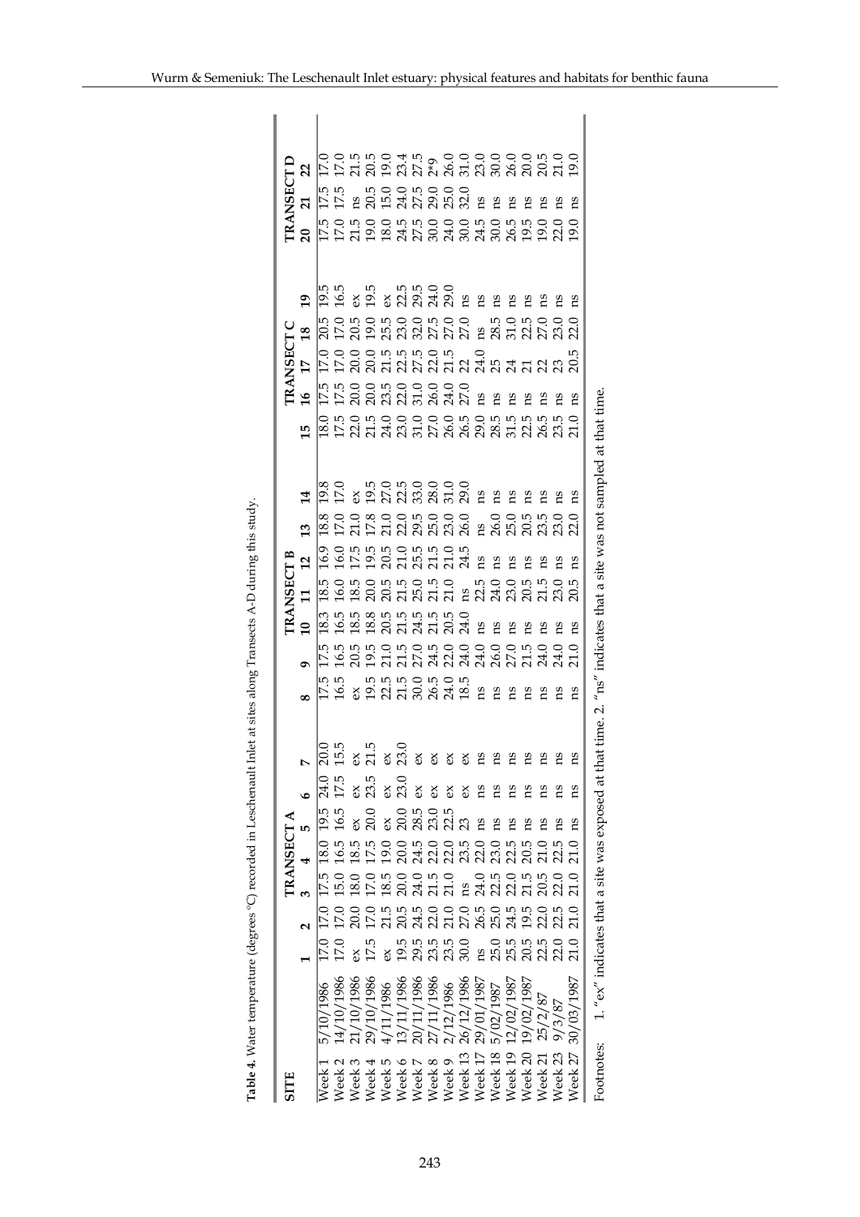**Table 4.** Water temperature (degrees °C) recorded in Leschenault Inlet at sites along Transects A-D during this study.

| SITE | | TRANSECT A | | | | | | | TRANSECT B | | | | | | | TRANSECT C | | | | | TRANSECT D | | |
|---|---|---|---|---|---|---|---|---|---|---|---|---|---|---|---|---|---|---|---|---|---|---|---|
| | | 1 | 2 | 3 | 4 | 5 | 6 | 7 | 8 | 9 | 10 | 11 | 12 | 13 | 14 | 15 | 16 | 17 | 18 | 19 | 20 | 21 | 22 |
| Week 1 | 5/10/1986 | 17.0 | 17.0 | 17.5 | 18.0 | 19.5 | 24.0 | 20.0 | 17.5 | 17.5 | 18.3 | 18.5 | 16.9 | 18.8 | 19.8 | 18.0 | 17.5 | 17.0 | 20.5 | 19.5 | 17.5 | 17.5 | 17.0 |
| Week 2 | 14/10/1986 | 17.0 | 17.0 | 15.0 | 16.5 | 16.5 | 17.5 | 15.5 | 16.5 | 16.5 | 16.5 | 16.0 | 16.0 | 17.0 | 17.0 | 17.5 | 17.5 | 17.0 | 17.0 | 16.5 | 17.0 | 17.5 | 17.0 |
| Week 3 | 21/10/1986 | ex | 20.0 | 18.0 | 18.5 | ex | ex | ex | ex | 20.5 | 18.5 | 18.5 | 17.5 | 21.0 | ex | 22.0 | 20.0 | 20.0 | 20.5 | ex | 21.5 | ns | 21.5 |
| Week 4 | 29/10/1986 | 17.5 | 17.0 | 17.0 | 17.5 | 20.0 | 23.5 | 21.5 | 19.5 | 19.5 | 18.8 | 20.0 | 19.5 | 17.8 | 19.5 | 21.5 | 20.0 | 20.0 | 19.0 | 19.5 | 19.0 | 20.5 | 20.5 |
| Week 5 | 4/11/1986 | ex | 21.5 | 18.5 | 19.0 | ex | ex | ex | 22.5 | 21.0 | 20.5 | 20.5 | 20.5 | 21.0 | 27.0 | 24.0 | 23.5 | 21.5 | 25.5 | ex | 18.0 | 15.0 | 19.0 |
| Week 6 | 13/11/1986 | 19.5 | 20.5 | 20.0 | 20.0 | 20.0 | 23.0 | 23.0 | 21.5 | 21.5 | 21.5 | 21.5 | 21.0 | 22.0 | 22.5 | 23.0 | 22.0 | 22.5 | 23.0 | 22.5 | 24.5 | 24.0 | 23.4 |
| Week 7 | 20/11/1986 | 29.5 | 24.5 | 24.0 | 24.5 | 28.5 | ex | ex | 30.0 | 27.0 | 24.5 | 25.0 | 25.5 | 29.5 | 33.0 | 31.0 | 31.0 | 27.5 | 32.0 | 29.5 | 27.5 | 27.5 | 27.5 |
| Week 8 | 27/11/1986 | 23.5 | 22.0 | 21.5 | 22.0 | 23.0 | ex | ex | 26.5 | 24.5 | 21.5 | 21.5 | 21.5 | 25.0 | 28.0 | 27.0 | 26.0 | 22.0 | 27.5 | 24.0 | 30.0 | 29.0 | 2*9 |
| Week 9 | 2/12/1986 | 23.5 | 21.0 | 21.0 | 22.0 | 22.5 | ex | ex | 24.0 | 22.0 | 20.5 | 21.0 | 21.0 | 23.0 | 31.0 | 26.0 | 24.0 | 21.5 | 27.0 | 29.0 | 24.0 | 25.0 | 26.0 |
| Week 13 | 26/12/1986 | 30.0 | 27.0 | ns | 23.5 | 23 | ex | ex | 18.5 | 24.0 | 24.0 | ns | 24.5 | 26.0 | 29.0 | 26.5 | 27.0 | 22 | 27.0 | ns | 30.0 | 32.0 | 31.0 |
| Week 17 | 29/01/1987 | ns | 26.5 | 24.0 | 22.0 | ns | ns | ns | ns | 24.0 | ns | 22.5 | ns | ns | ns | 29.0 | ns | 24.0 | ns | ns | 24.5 | ns | 23.0 |
| Week 18 | 5/02/1987 | 25.0 | 25.0 | 22.5 | 23.0 | ns | ns | ns | ns | 26.0 | ns | 24.0 | ns | 26.0 | ns | 28.5 | ns | 25 | 28.5 | ns | 30.0 | ns | 30.0 |
| Week 19 | 12/02/1987 | 25.5 | 24.5 | 22.0 | 22.5 | ns | ns | ns | ns | 27.0 | ns | 23.0 | ns | 25.0 | ns | 31.5 | ns | 24 | 31.0 | ns | 26.5 | ns | 26.0 |
| Week 20 | 19/02/1987 | 20.5 | 19.5 | 21.5 | 20.5 | ns | ns | ns | ns | 21.5 | ns | 20.5 | ns | 20.5 | ns | 22.5 | ns | 21 | 22.5 | ns | 19.5 | ns | 20.0 |
| Week 21 | 25/2/87 | 22.5 | 22.0 | 20.5 | 21.0 | ns | ns | ns | ns | 24.0 | ns | 21.5 | ns | 23.5 | ns | 26.5 | ns | 22 | 27.0 | ns | 19.0 | ns | 20.5 |
| Week 23 | 9/3/87 | 22.0 | 22.5 | 22.0 | 22.5 | ns | ns | ns | ns | 24.0 | ns | 23.0 | ns | 23.0 | ns | 23.5 | ns | 23 | 23.0 | ns | 22.0 | ns | 21.0 |
| Week 27 | 30/03/1987 | 21.0 | 21.0 | 21.0 | 21.0 | ns | ns | ns | ns | 21.0 | ns | 20.5 | ns | 22.0 | ns | 21.0 | ns | 20.5 | 22.0 | ns | 19.0 | ns | 19.0 |

Footnotes: 1. "ex" indicates that a site was exposed at that time. 2. "ns" indicates that a site was not sampled at that time.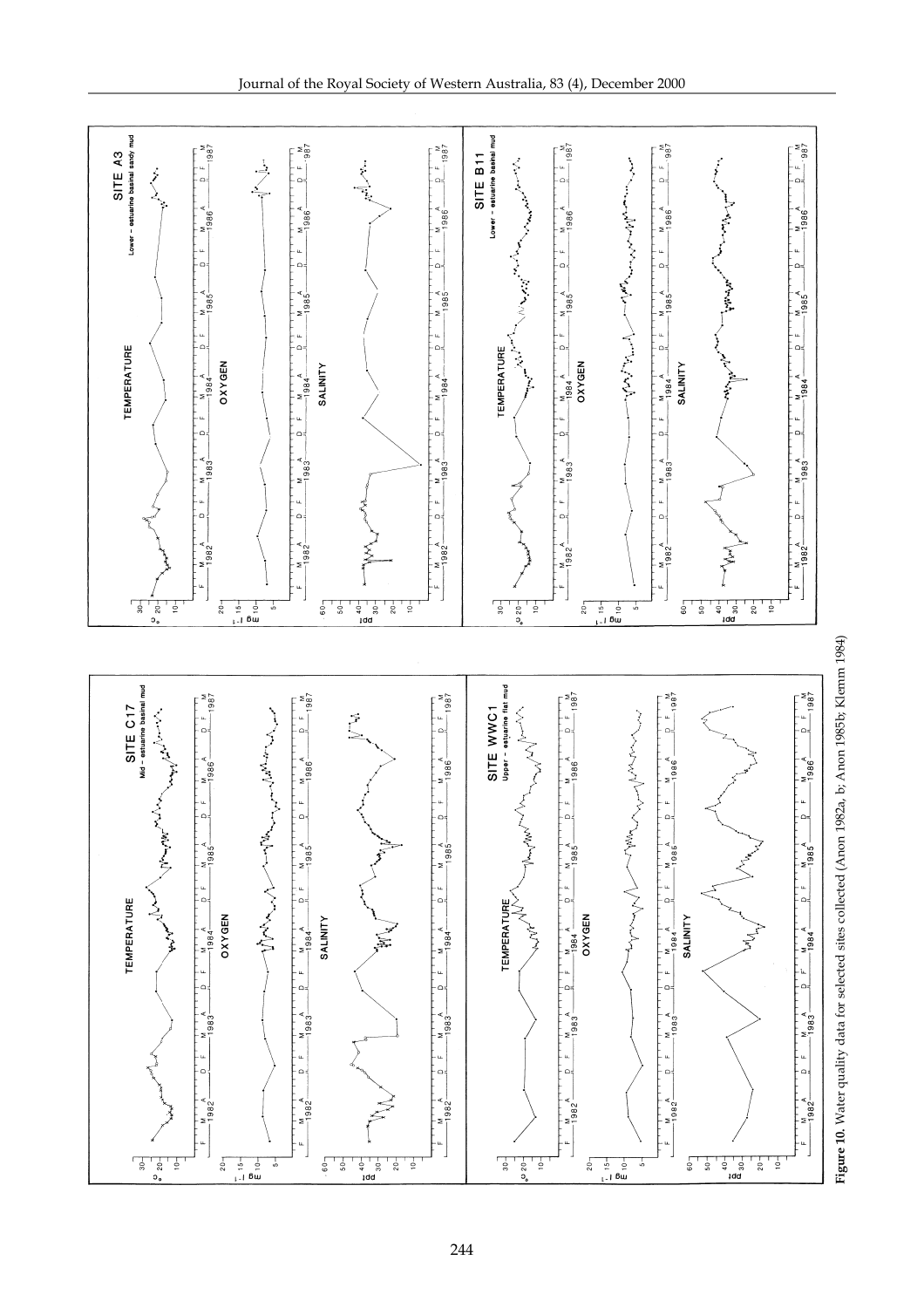**Figure 10**. Water quality data for selected sites collected (Anon 1982a, b; Anon 1985b; Klemm 1984)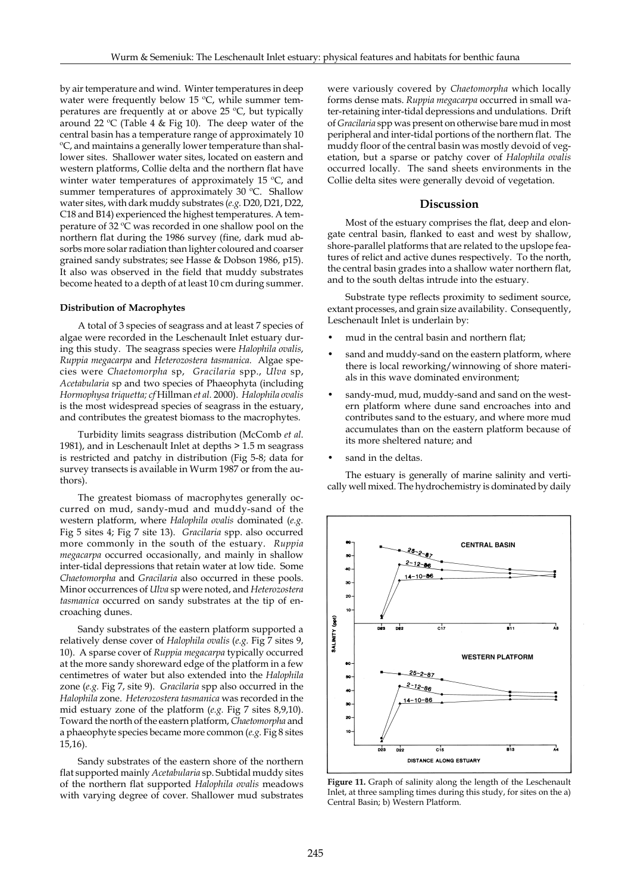by air temperature and wind. Winter temperatures in deep water were frequently below 15 ºC, while summer temperatures are frequently at or above 25 ºC, but typically around 22 ºC (Table 4 & Fig 10). The deep water of the central basin has a temperature range of approximately 10 ºC, and maintains a generally lower temperature than shallower sites. Shallower water sites, located on eastern and western platforms, Collie delta and the northern flat have winter water temperatures of approximately 15 ºC, and summer temperatures of approximately 30 ºC. Shallow water sites, with dark muddy substrates (*e.g.* D20, D21, D22, C18 and B14) experienced the highest temperatures. A temperature of 32 ºC was recorded in one shallow pool on the northern flat during the 1986 survey (fine, dark mud absorbs more solar radiation than lighter coloured and coarser grained sandy substrates; see Hasse & Dobson 1986, p15). It also was observed in the field that muddy substrates become heated to a depth of at least 10 cm during summer.

#### Distribution of Macrophytes

A total of 3 species of seagrass and at least 7 species of algae were recorded in the Leschenault Inlet estuary during this study. The seagrass species were *Halophila ovalis*, *Ruppia megacarpa* and *Heterozostera tasmanica.* Algae species were *Chaetomorpha* sp, *Gracilaria* spp., *Ulva* sp, *Acetabularia* sp and two species of Phaeophyta (including *Hormophysa triquetta; cf* Hillman *et al.* 2000). *Halophila ovalis* is the most widespread species of seagrass in the estuary, and contributes the greatest biomass to the macrophytes.

Turbidity limits seagrass distribution (McComb *et al.* 1981), and in Leschenault Inlet at depths > 1.5 m seagrass is restricted and patchy in distribution (Fig 5-8; data for survey transects is available in Wurm 1987 or from the authors).

The greatest biomass of macrophytes generally occurred on mud, sandy-mud and muddy-sand of the western platform, where *Halophila ovalis* dominated (*e.g.* Fig 5 sites 4; Fig 7 site 13). *Gracilaria* spp. also occurred more commonly in the south of the estuary. *Ruppia megacarpa* occurred occasionally, and mainly in shallow inter-tidal depressions that retain water at low tide. Some *Chaetomorpha* and *Gracilaria* also occurred in these pools. Minor occurrences of *Ulva* sp were noted, and *Heterozostera tasmanica* occurred on sandy substrates at the tip of encroaching dunes.

Sandy substrates of the eastern platform supported a relatively dense cover of *Halophila ovalis* (*e.g.* Fig 7 sites 9, 10). A sparse cover of *Ruppia megacarpa* typically occurred at the more sandy shoreward edge of the platform in a few centimetres of water but also extended into the *Halophila* zone (*e.g.* Fig 7, site 9). *Gracilaria* spp also occurred in the *Halophila* zone. *Heterozostera tasmanica* was recorded in the mid estuary zone of the platform (*e.g.* Fig 7 sites 8,9,10). Toward the north of the eastern platform, *Chaetomorpha* and a phaeophyte species became more common (*e.g.* Fig 8 sites 15,16).

Sandy substrates of the eastern shore of the northern flat supported mainly *Acetabularia* sp. Subtidal muddy sites of the northern flat supported *Halophila ovalis* meadows with varying degree of cover. Shallower mud substrates were variously covered by *Chaetomorpha* which locally forms dense mats. *Ruppia megacarpa* occurred in small water-retaining inter-tidal depressions and undulations. Drift of *Gracilaria* spp was present on otherwise bare mud in most peripheral and inter-tidal portions of the northern flat. The muddy floor of the central basin was mostly devoid of vegetation, but a sparse or patchy cover of *Halophila ovalis* occurred locally. The sand sheets environments in the Collie delta sites were generally devoid of vegetation.

## Discussion

Most of the estuary comprises the flat, deep and elongate central basin, flanked to east and west by shallow, shore-parallel platforms that are related to the upslope features of relict and active dunes respectively. To the north, the central basin grades into a shallow water northern flat, and to the south deltas intrude into the estuary.

Substrate type reflects proximity to sediment source, extant processes, and grain size availability. Consequently, Leschenault Inlet is underlain by:

- mud in the central basin and northern flat;
- sand and muddy-sand on the eastern platform, where there is local reworking/winnowing of shore materials in this wave dominated environment;
- sandy-mud, mud, muddy-sand and sand on the western platform where dune sand encroaches into and contributes sand to the estuary, and where more mud accumulates than on the eastern platform because of its more sheltered nature; and
- sand in the deltas.

The estuary is generally of marine salinity and vertically well mixed. The hydrochemistry is dominated by daily

**Figure 11.** Graph of salinity along the length of the Leschenault Inlet, at three sampling times during this study, for sites on the a) Central Basin; b) Western Platform.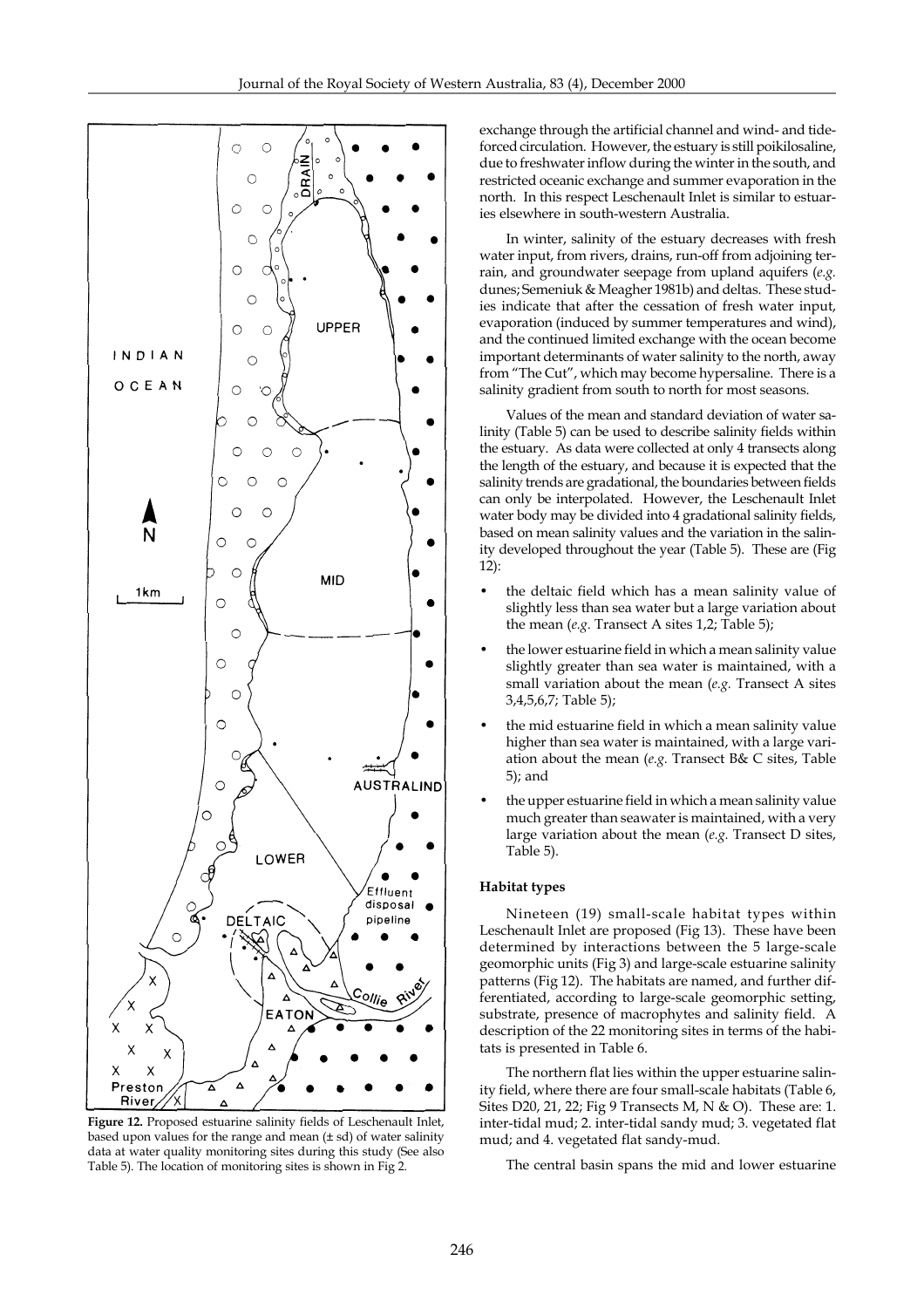**Figure 12.** Proposed estuarine salinity fields of Leschenault Inlet, based upon values for the range and mean (± sd) of water salinity data at water quality monitoring sites during this study (See also Table 5). The location of monitoring sites is shown in Fig 2.

exchange through the artificial channel and wind- and tide-forced circulation. However, the estuary is still poikilosaline, due to freshwater inflow during the winter in the south, and restricted oceanic exchange and summer evaporation in the north. In this respect Leschenault Inlet is similar to estuaries elsewhere in south-western Australia.

In winter, salinity of the estuary decreases with fresh water input, from rivers, drains, run-off from adjoining terrain, and groundwater seepage from upland aquifers (*e.g.* dunes; Semeniuk & Meagher 1981b) and deltas. These studies indicate that after the cessation of fresh water input, evaporation (induced by summer temperatures and wind), and the continued limited exchange with the ocean become important determinants of water salinity to the north, away from "The Cut", which may become hypersaline. There is a salinity gradient from south to north for most seasons.

Values of the mean and standard deviation of water salinity (Table 5) can be used to describe salinity fields within the estuary. As data were collected at only 4 transects along the length of the estuary, and because it is expected that the salinity trends are gradational, the boundaries between fields can only be interpolated. However, the Leschenault Inlet water body may be divided into 4 gradational salinity fields, based on mean salinity values and the variation in the salinity developed throughout the year (Table 5). These are (Fig 12):

- the deltaic field which has a mean salinity value of slightly less than sea water but a large variation about the mean (*e.g.* Transect A sites 1,2; Table 5);
- the lower estuarine field in which a mean salinity value slightly greater than sea water is maintained, with a small variation about the mean (*e.g.* Transect A sites 3,4,5,6,7; Table 5);
- the mid estuarine field in which a mean salinity value higher than sea water is maintained, with a large variation about the mean (*e.g.* Transect B& C sites, Table 5); and
- the upper estuarine field in which a mean salinity value much greater than seawater is maintained, with a very large variation about the mean (*e.g.* Transect D sites, Table 5).

#### Habitat types

Nineteen (19) small-scale habitat types within Leschenault Inlet are proposed (Fig 13). These have been determined by interactions between the 5 large-scale geomorphic units (Fig 3) and large-scale estuarine salinity patterns (Fig 12). The habitats are named, and further differentiated, according to large-scale geomorphic setting, substrate, presence of macrophytes and salinity field. A description of the 22 monitoring sites in terms of the habitats is presented in Table 6.

The northern flat lies within the upper estuarine salinity field, where there are four small-scale habitats (Table 6, Sites D20, 21, 22; Fig 9 Transects M, N & O). These are: 1. inter-tidal mud; 2. inter-tidal sandy mud; 3. vegetated flat mud; and 4. vegetated flat sandy-mud.

The central basin spans the mid and lower estuarine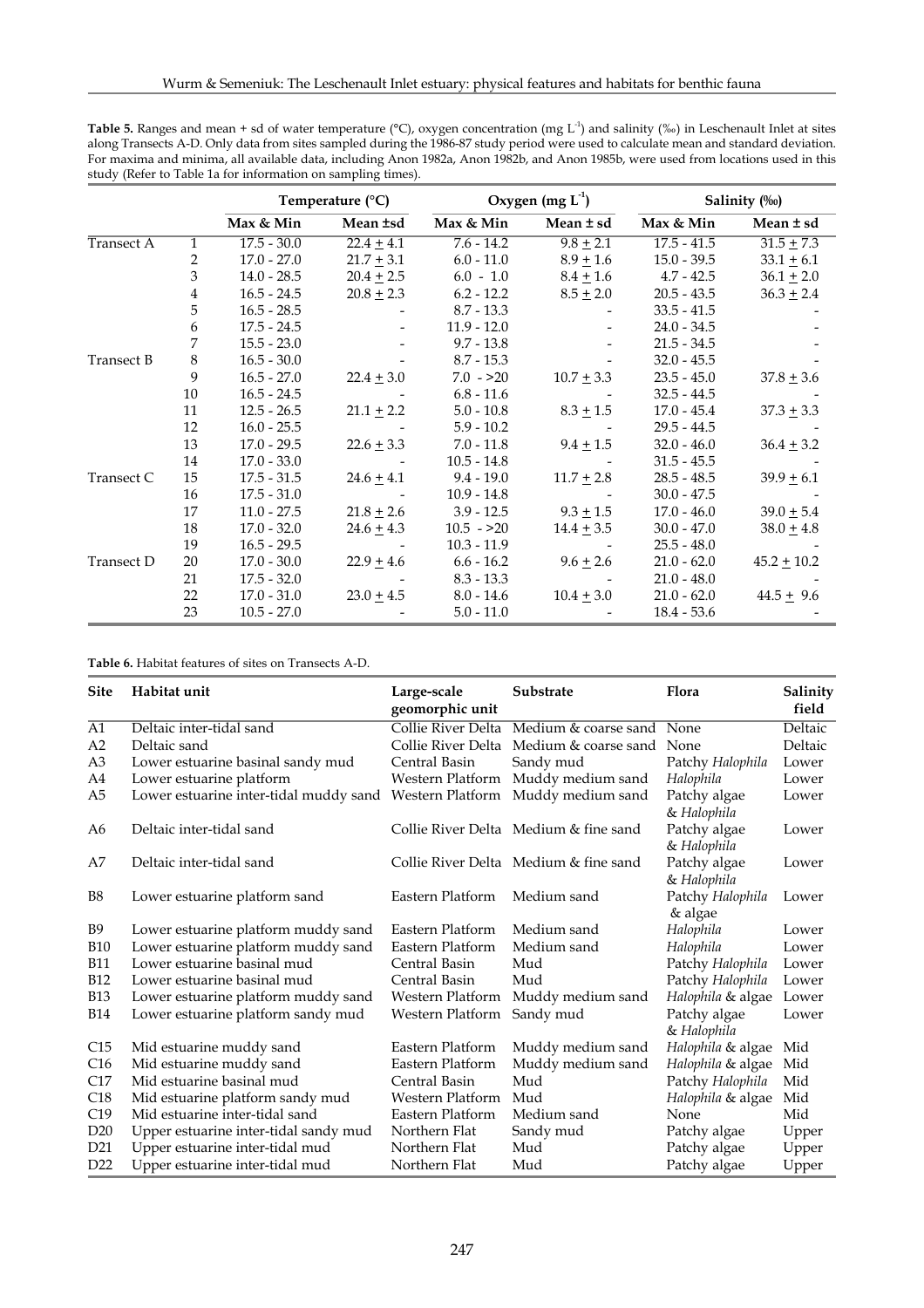**Table 5.** Ranges and mean + sd of water temperature (°C), oxygen concentration (mg $L^{-1}$) and salinity (‰) in Leschenault Inlet at sites along Transects A-D. Only data from sites sampled during the 1986-87 study period were used to calculate mean and standard deviation. For maxima and minima, all available data, including Anon 1982a, Anon 1982b, and Anon 1985b, were used from locations used in this study (Refer to Table 1a for information on sampling times).

| | | Temperature (°C) | | Oxygen (mg $L^{-1}$) | | Salinity (‰) | |
|---|---|---|---|---|---|---|---|
| | | Max & Min | Mean ±sd | Max & Min | Mean ± sd | Max & Min | Mean ± sd |
| Transect A | 1 | 17.5 - 30.0 | 22.4 ± 4.1 | 7.6 - 14.2 | 9.8 ± 2.1 | 17.5 - 41.5 | 31.5 ± 7.3 |
| | 2 | 17.0 - 27.0 | 21.7 ± 3.1 | 6.0 - 11.0 | 8.9 ± 1.6 | 15.0 - 39.5 | 33.1 ± 6.1 |
| | 3 | 14.0 - 28.5 | 20.4 ± 2.5 | 6.0 - 1.0 | 8.4 ± 1.6 | 4.7 - 42.5 | 36.1 ± 2.0 |
| | 4 | 16.5 - 24.5 | 20.8 ± 2.3 | 6.2 - 12.2 | 8.5 ± 2.0 | 20.5 - 43.5 | 36.3 ± 2.4 |
| | 5 | 16.5 - 28.5 | - | 8.7 - 13.3 | - | 33.5 - 41.5 | - |
| | 6 | 17.5 - 24.5 | - | 11.9 - 12.0 | - | 24.0 - 34.5 | - |
| | 7 | 15.5 - 23.0 | - | 9.7 - 13.8 | - | 21.5 - 34.5 | - |
| Transect B | 8 | 16.5 - 30.0 | - | 8.7 - 15.3 | - | 32.0 - 45.5 | - |
| | 9 | 16.5 - 27.0 | 22.4 ± 3.0 | 7.0 - >20 | 10.7 ± 3.3 | 23.5 - 45.0 | 37.8 ± 3.6 |
| | 10 | 16.5 - 24.5 | - | 6.8 - 11.6 | - | 32.5 - 44.5 | - |
| | 11 | 12.5 - 26.5 | 21.1 ± 2.2 | 5.0 - 10.8 | 8.3 ± 1.5 | 17.0 - 45.4 | 37.3 ± 3.3 |
| | 12 | 16.0 - 25.5 | - | 5.9 - 10.2 | - | 29.5 - 44.5 | - |
| | 13 | 17.0 - 29.5 | 22.6 ± 3.3 | 7.0 - 11.8 | 9.4 ± 1.5 | 32.0 - 46.0 | 36.4 ± 3.2 |
| | 14 | 17.0 - 33.0 | - | 10.5 - 14.8 | - | 31.5 - 45.5 | - |
| Transect C | 15 | 17.5 - 31.5 | 24.6 ± 4.1 | 9.4 - 19.0 | 11.7 ± 2.8 | 28.5 - 48.5 | 39.9 ± 6.1 |
| | 16 | 17.5 - 31.0 | - | 10.9 - 14.8 | - | 30.0 - 47.5 | - |
| | 17 | 11.0 - 27.5 | 21.8 ± 2.6 | 3.9 - 12.5 | 9.3 ± 1.5 | 17.0 - 46.0 | 39.0 ± 5.4 |
| | 18 | 17.0 - 32.0 | 24.6 ± 4.3 | 10.5 - >20 | 14.4 ± 3.5 | 30.0 - 47.0 | 38.0 ± 4.8 |
| | 19 | 16.5 - 29.5 | - | 10.3 - 11.9 | - | 25.5 - 48.0 | - |
| Transect D | 20 | 17.0 - 30.0 | 22.9 ± 4.6 | 6.6 - 16.2 | 9.6 ± 2.6 | 21.0 - 62.0 | 45.2 ± 10.2 |
| | 21 | 17.5 - 32.0 | - | 8.3 - 13.3 | - | 21.0 - 48.0 | - |
| | 22 | 17.0 - 31.0 | 23.0 ± 4.5 | 8.0 - 14.6 | 10.4 ± 3.0 | 21.0 - 62.0 | 44.5 ± 9.6 |
| | 23 | 10.5 - 27.0 | - | 5.0 - 11.0 | - | 18.4 - 53.6 | - |

**Table 6.** Habitat features of sites on Transects A-D.

| Site | Habitat unit | Large-scale geomorphic unit | Substrate | Flora | Salinity field |
|---|---|---|---|---|---|
| A1 | Deltaic inter-tidal sand | Collie River Delta | Medium & coarse sand | None | Deltaic |
| A2 | Deltaic sand | Collie River Delta | Medium & coarse sand | None | Deltaic |
| A3 | Lower estuarine basinal sandy mud | Central Basin | Sandy mud | Patchy *Halophila* | Lower |
| A4 | Lower estuarine platform | Western Platform | Muddy medium sand | *Halophila* | Lower |
| A5 | Lower estuarine inter-tidal muddy sand | Western Platform | Muddy medium sand | Patchy algae & *Halophila* | Lower |
| A6 | Deltaic inter-tidal sand | Collie River Delta | Medium & fine sand | Patchy algae & *Halophila* | Lower |
| A7 | Deltaic inter-tidal sand | Collie River Delta | Medium & fine sand | Patchy algae & *Halophila* | Lower |
| B8 | Lower estuarine platform sand | Eastern Platform | Medium sand | Patchy *Halophila* & algae | Lower |
| B9 | Lower estuarine platform muddy sand | Eastern Platform | Medium sand | *Halophila* | Lower |
| B10 | Lower estuarine platform muddy sand | Eastern Platform | Medium sand | *Halophila* | Lower |
| B11 | Lower estuarine basinal mud | Central Basin | Mud | Patchy *Halophila* | Lower |
| B12 | Lower estuarine basinal mud | Central Basin | Mud | Patchy *Halophila* | Lower |
| B13 | Lower estuarine platform muddy sand | Western Platform | Muddy medium sand | *Halophila* & algae | Lower |
| B14 | Lower estuarine platform sandy mud | Western Platform | Sandy mud | Patchy algae & *Halophila* | Lower |
| C15 | Mid estuarine muddy sand | Eastern Platform | Muddy medium sand | *Halophila* & algae | Mid |
| C16 | Mid estuarine muddy sand | Eastern Platform | Muddy medium sand | *Halophila* & algae | Mid |
| C17 | Mid estuarine basinal mud | Central Basin | Mud | Patchy *Halophila* | Mid |
| C18 | Mid estuarine platform sandy mud | Western Platform | Mud | *Halophila* & algae | Mid |
| C19 | Mid estuarine inter-tidal sand | Eastern Platform | Medium sand | None | Mid |
| D20 | Upper estuarine inter-tidal sandy mud | Northern Flat | Sandy mud | Patchy algae | Upper |
| D21 | Upper estuarine inter-tidal mud | Northern Flat | Mud | Patchy algae | Upper |
| D22 | Upper estuarine inter-tidal mud | Northern Flat | Mud | Patchy algae | Upper |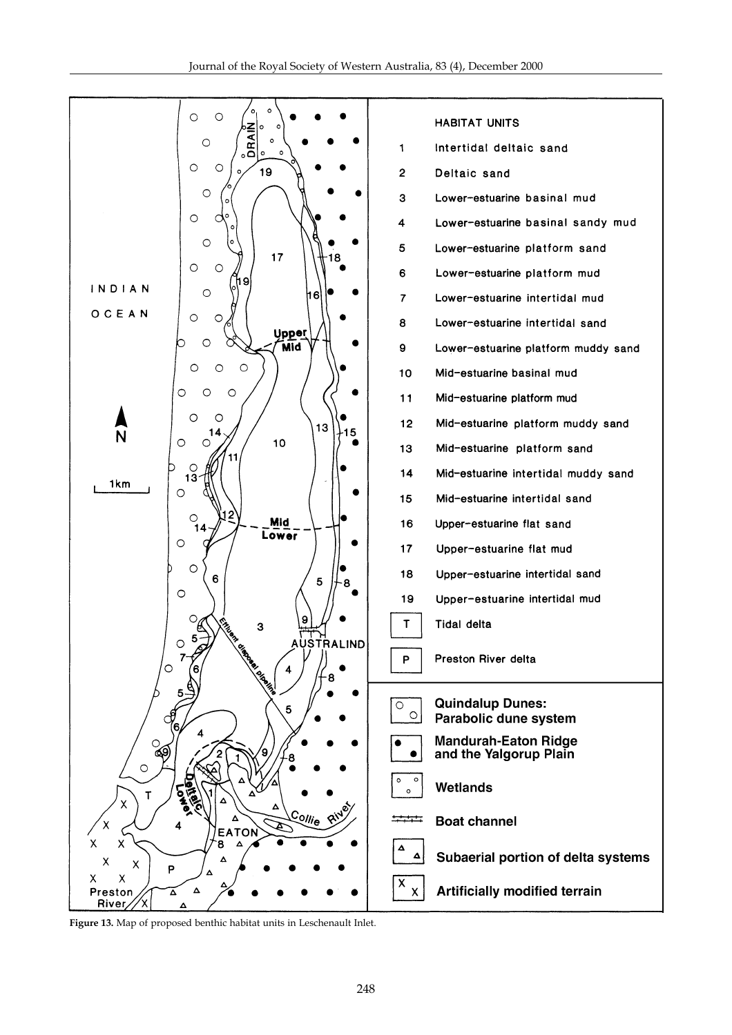**Figure 13.** Map of proposed benthic habitat units in Leschenault Inlet.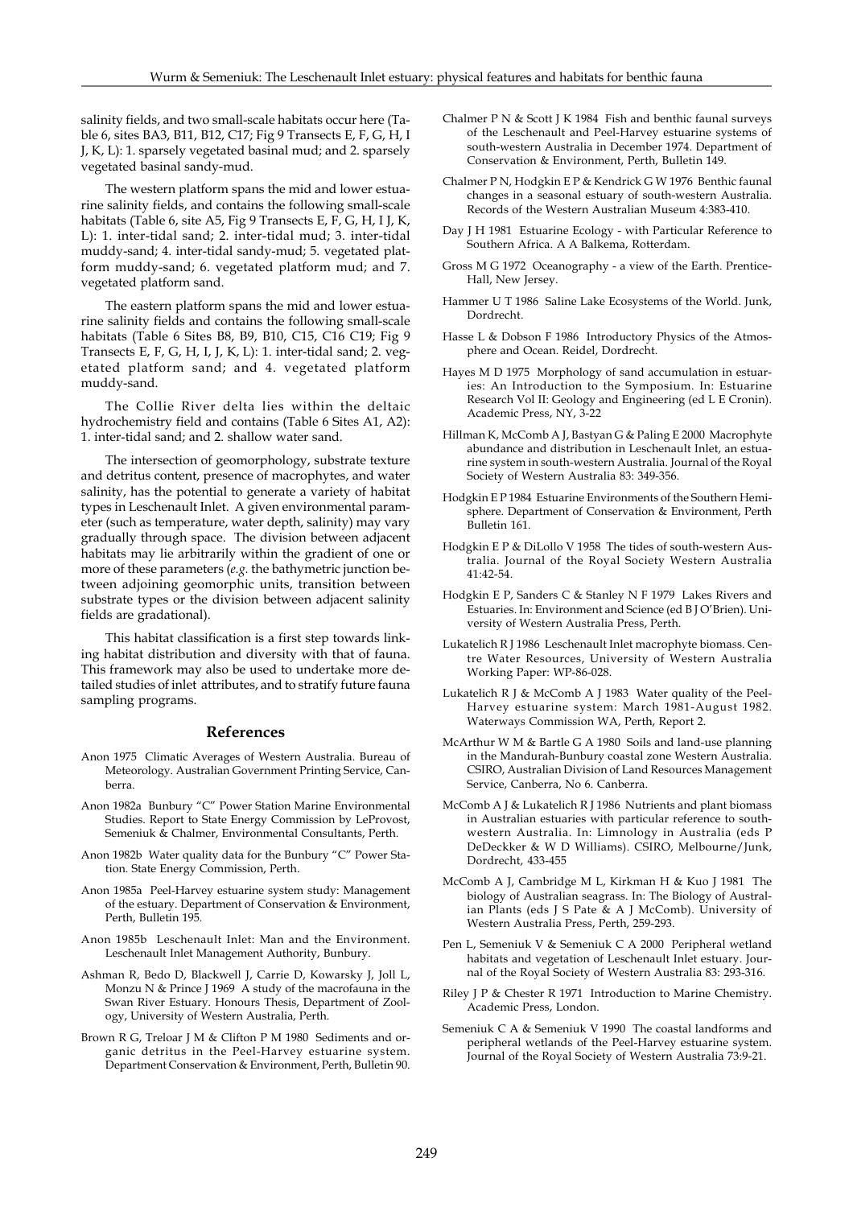salinity fields, and two small-scale habitats occur here (Table 6, sites BA3, B11, B12, C17; Fig 9 Transects E, F, G, H, I J, K, L): 1. sparsely vegetated basinal mud; and 2. sparsely vegetated basinal sandy-mud.

The western platform spans the mid and lower estuarine salinity fields, and contains the following small-scale habitats (Table 6, site A5, Fig 9 Transects E, F, G, H, I J, K, L): 1. inter-tidal sand; 2. inter-tidal mud; 3. inter-tidal muddy-sand; 4. inter-tidal sandy-mud; 5. vegetated platform muddy-sand; 6. vegetated platform mud; and 7. vegetated platform sand.

The eastern platform spans the mid and lower estuarine salinity fields and contains the following small-scale habitats (Table 6 Sites B8, B9, B10, C15, C16 C19; Fig 9 Transects E, F, G, H, I, J, K, L): 1. inter-tidal sand; 2. vegetated platform sand; and 4. vegetated platform muddy-sand.

The Collie River delta lies within the deltaic hydrochemistry field and contains (Table 6 Sites A1, A2): 1. inter-tidal sand; and 2. shallow water sand.

The intersection of geomorphology, substrate texture and detritus content, presence of macrophytes, and water salinity, has the potential to generate a variety of habitat types in Leschenault Inlet. A given environmental parameter (such as temperature, water depth, salinity) may vary gradually through space. The division between adjacent habitats may lie arbitrarily within the gradient of one or more of these parameters (*e.g.* the bathymetric junction between adjoining geomorphic units, transition between substrate types or the division between adjacent salinity fields are gradational).

This habitat classification is a first step towards linking habitat distribution and diversity with that of fauna. This framework may also be used to undertake more detailed studies of inlet attributes, and to stratify future fauna sampling programs.

## References

Anon 1975 Climatic Averages of Western Australia. Bureau of Meteorology. Australian Government Printing Service, Canberra.

Anon 1982a Bunbury "C" Power Station Marine Environmental Studies. Report to State Energy Commission by LeProvost, Semeniuk & Chalmer, Environmental Consultants, Perth.

Anon 1982b Water quality data for the Bunbury "C" Power Station. State Energy Commission, Perth.

Anon 1985a Peel-Harvey estuarine system study: Management of the estuary. Department of Conservation & Environment, Perth, Bulletin 195.

Anon 1985b Leschenault Inlet: Man and the Environment. Leschenault Inlet Management Authority, Bunbury.

Ashman R, Bedo D, Blackwell J, Carrie D, Kowarsky J, Joll L, Monzu N & Prince J 1969 A study of the macrofauna in the Swan River Estuary. Honours Thesis, Department of Zoology, University of Western Australia, Perth.

Brown R G, Treloar J M & Clifton P M 1980 Sediments and organic detritus in the Peel-Harvey estuarine system. Department Conservation & Environment, Perth, Bulletin 90.

Chalmer P N & Scott J K 1984 Fish and benthic faunal surveys of the Leschenault and Peel-Harvey estuarine systems of south-western Australia in December 1974. Department of Conservation & Environment, Perth, Bulletin 149.

Chalmer P N, Hodgkin E P & Kendrick G W 1976 Benthic faunal changes in a seasonal estuary of south-western Australia. Records of the Western Australian Museum 4:383-410.

Day J H 1981 Estuarine Ecology - with Particular Reference to Southern Africa. A A Balkema, Rotterdam.

Gross M G 1972 Oceanography - a view of the Earth. Prentice-Hall, New Jersey.

Hammer U T 1986 Saline Lake Ecosystems of the World. Junk, Dordrecht.

Hasse L & Dobson F 1986 Introductory Physics of the Atmosphere and Ocean. Reidel, Dordrecht.

Hayes M D 1975 Morphology of sand accumulation in estuaries: An Introduction to the Symposium. In: Estuarine Research Vol II: Geology and Engineering (ed L E Cronin). Academic Press, NY, 3-22

Hillman K, McComb A J, Bastyan G & Paling E 2000 Macrophyte abundance and distribution in Leschenault Inlet, an estuarine system in south-western Australia. Journal of the Royal Society of Western Australia 83: 349-356.

Hodgkin E P 1984 Estuarine Environments of the Southern Hemisphere. Department of Conservation & Environment, Perth Bulletin 161.

Hodgkin E P & DiLollo V 1958 The tides of south-western Australia. Journal of the Royal Society Western Australia 41:42-54.

Hodgkin E P, Sanders C & Stanley N F 1979 Lakes Rivers and Estuaries. In: Environment and Science (ed B J O'Brien). University of Western Australia Press, Perth.

Lukatelich R J 1986 Leschenault Inlet macrophyte biomass. Centre Water Resources, University of Western Australia Working Paper: WP-86-028.

Lukatelich R J & McComb A J 1983 Water quality of the Peel-Harvey estuarine system: March 1981-August 1982. Waterways Commission WA, Perth, Report 2.

McArthur W M & Bartle G A 1980 Soils and land-use planning in the Mandurah-Bunbury coastal zone Western Australia. CSIRO, Australian Division of Land Resources Management Service, Canberra, No 6. Canberra.

McComb A J & Lukatelich R J 1986 Nutrients and plant biomass in Australian estuaries with particular reference to south-western Australia. In: Limnology in Australia (eds P DeDeckker & W D Williams). CSIRO, Melbourne/Junk, Dordrecht, 433-455

McComb A J, Cambridge M L, Kirkman H & Kuo J 1981 The biology of Australian seagrass. In: The Biology of Australian Plants (eds J S Pate & A J McComb). University of Western Australia Press, Perth, 259-293.

Pen L, Semeniuk V & Semeniuk C A 2000 Peripheral wetland habitats and vegetation of Leschenault Inlet estuary. Journal of the Royal Society of Western Australia 83: 293-316.

Riley J P & Chester R 1971 Introduction to Marine Chemistry. Academic Press, London.

Semeniuk C A & Semeniuk V 1990 The coastal landforms and peripheral wetlands of the Peel-Harvey estuarine system. Journal of the Royal Society of Western Australia 73:9-21.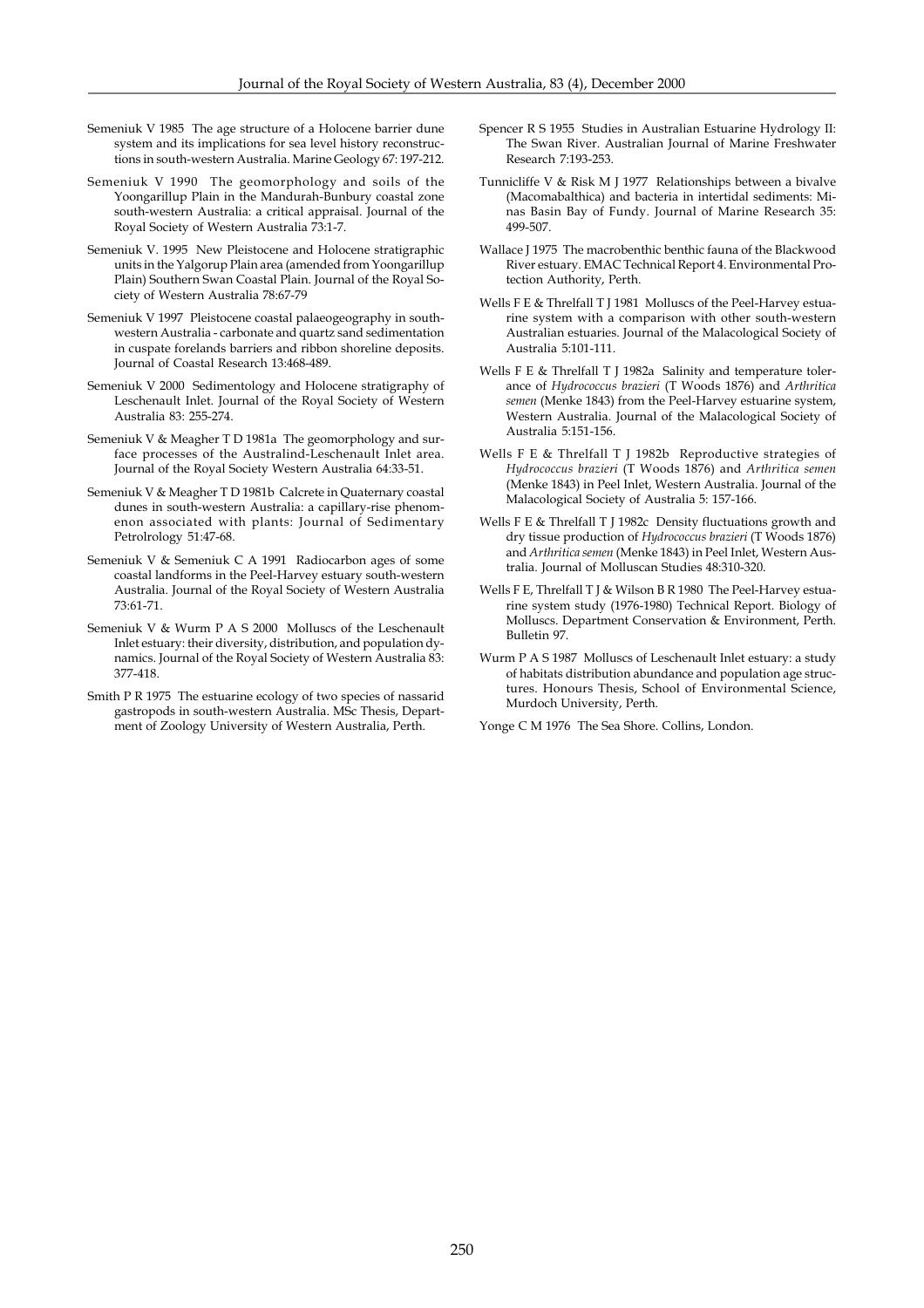Semeniuk V 1985 The age structure of a Holocene barrier dune system and its implications for sea level history reconstructions in south-western Australia. Marine Geology 67: 197-212.

Semeniuk V 1990 The geomorphology and soils of the Yoongarillup Plain in the Mandurah-Bunbury coastal zone south-western Australia: a critical appraisal. Journal of the Royal Society of Western Australia 73:1-7.

Semeniuk V. 1995 New Pleistocene and Holocene stratigraphic units in the Yalgorup Plain area (amended from Yoongarillup Plain) Southern Swan Coastal Plain. Journal of the Royal Society of Western Australia 78:67-79

Semeniuk V 1997 Pleistocene coastal palaeogeography in south-western Australia - carbonate and quartz sand sedimentation in cuspate forelands barriers and ribbon shoreline deposits. Journal of Coastal Research 13:468-489.

Semeniuk V 2000 Sedimentology and Holocene stratigraphy of Leschenault Inlet. Journal of the Royal Society of Western Australia 83: 255-274.

Semeniuk V & Meagher T D 1981a The geomorphology and surface processes of the Australind-Leschenault Inlet area. Journal of the Royal Society Western Australia 64:33-51.

Semeniuk V & Meagher T D 1981b Calcrete in Quaternary coastal dunes in south-western Australia: a capillary-rise phenomenon associated with plants: Journal of Sedimentary Petrolrology 51:47-68.

Semeniuk V & Semeniuk C A 1991 Radiocarbon ages of some coastal landforms in the Peel-Harvey estuary south-western Australia. Journal of the Royal Society of Western Australia 73:61-71.

Semeniuk V & Wurm P A S 2000 Molluscs of the Leschenault Inlet estuary: their diversity, distribution, and population dynamics. Journal of the Royal Society of Western Australia 83: 377-418.

Smith P R 1975 The estuarine ecology of two species of nassarid gastropods in south-western Australia. MSc Thesis, Department of Zoology University of Western Australia, Perth.

Spencer R S 1955 Studies in Australian Estuarine Hydrology II: The Swan River. Australian Journal of Marine Freshwater Research 7:193-253.

Tunnicliffe V & Risk M J 1977 Relationships between a bivalve (Macomabalthica) and bacteria in intertidal sediments: Minas Basin Bay of Fundy. Journal of Marine Research 35: 499-507.

Wallace J 1975 The macrobenthic benthic fauna of the Blackwood River estuary. EMAC Technical Report 4. Environmental Protection Authority, Perth.

Wells F E & Threlfall T J 1981 Molluscs of the Peel-Harvey estuarine system with a comparison with other south-western Australian estuaries. Journal of the Malacological Society of Australia 5:101-111.

Wells F E & Threlfall T J 1982a Salinity and temperature tolerance of *Hydrococcus brazieri* (T Woods 1876) and *Arthritica semen* (Menke 1843) from the Peel-Harvey estuarine system, Western Australia. Journal of the Malacological Society of Australia 5:151-156.

Wells F E & Threlfall T J 1982b Reproductive strategies of *Hydrococcus brazieri* (T Woods 1876) and *Arthritica semen* (Menke 1843) in Peel Inlet, Western Australia. Journal of the Malacological Society of Australia 5: 157-166.

Wells F E & Threlfall T J 1982c Density fluctuations growth and dry tissue production of *Hydrococcus brazieri* (T Woods 1876) and *Arthritica semen* (Menke 1843) in Peel Inlet, Western Australia. Journal of Molluscan Studies 48:310-320.

Wells F E, Threlfall T J & Wilson B R 1980 The Peel-Harvey estuarine system study (1976-1980) Technical Report. Biology of Molluscs. Department Conservation & Environment, Perth. Bulletin 97.

Wurm P A S 1987 Molluscs of Leschenault Inlet estuary: a study of habitats distribution abundance and population age structures. Honours Thesis, School of Environmental Science, Murdoch University, Perth.

Yonge C M 1976 The Sea Shore. Collins, London.